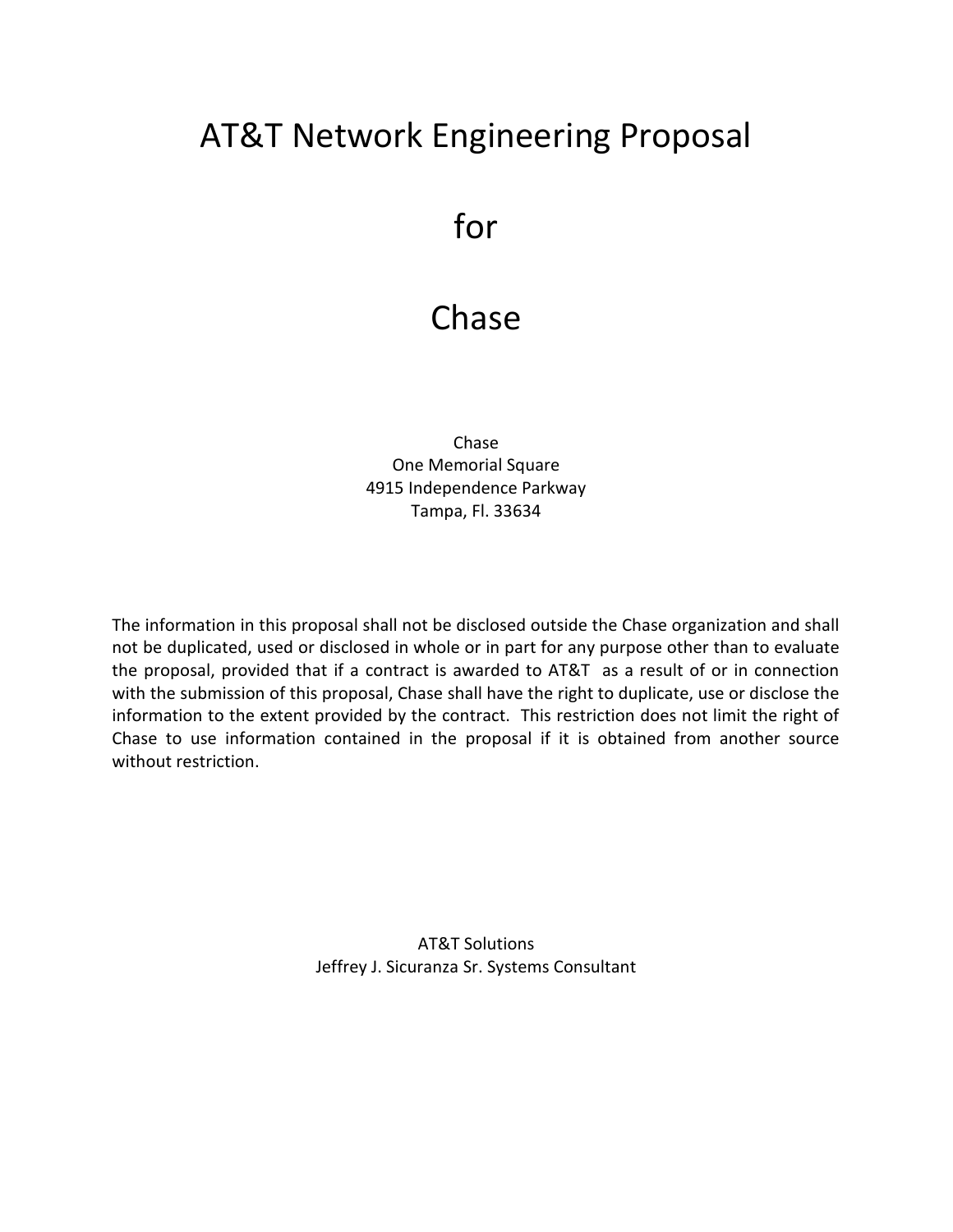# AT&T Network Engineering Proposal

# for

# Chase

Chase
One Memorial Square
4915 Independence Parkway
Tampa, Fl. 33634

The information in this proposal shall not be disclosed outside the Chase organization and shall not be duplicated, used or disclosed in whole or in part for any purpose other than to evaluate the proposal, provided that if a contract is awarded to AT&T as a result of or in connection with the submission of this proposal, Chase shall have the right to duplicate, use or disclose the information to the extent provided by the contract. This restriction does not limit the right of Chase to use information contained in the proposal if it is obtained from another source without restriction.

AT&T Solutions
Jeffrey J. Sicuranza Sr. Systems Consultant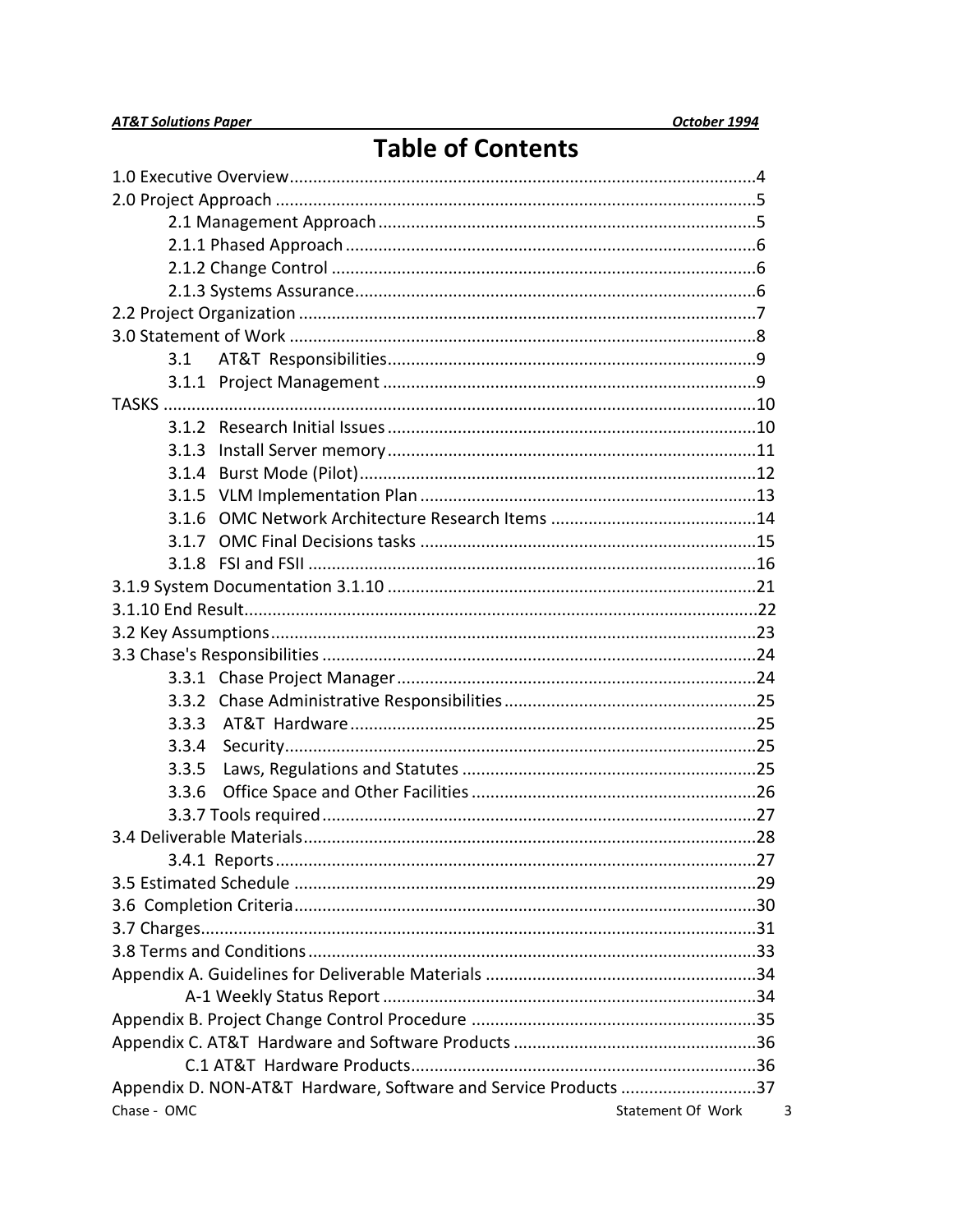# Table of Contents

1.0 Executive Overview....................................................................................................4
2.0 Project Approach ......................................................................................................5
    2.1 Management Approach................................................................................5
    2.1.1 Phased Approach.......................................................................................6
    2.1.2 Change Control ..........................................................................................6
    2.1.3 Systems Assurance.....................................................................................6
2.2 Project Organization .................................................................................................7
3.0 Statement of Work ...................................................................................................8
    3.1 AT&T Responsibilities..............................................................................9
    3.1.1 Project Management ...............................................................................9
TASKS .............................................................................................................................10
    3.1.2 Research Initial Issues..............................................................................10
    3.1.3 Install Server memory..............................................................................11
    3.1.4 Burst Mode (Pilot)....................................................................................12
    3.1.5 VLM Implementation Plan.......................................................................13
    3.1.6 OMC Network Architecture Research Items ............................................14
    3.1.7 OMC Final Decisions tasks .......................................................................15
    3.1.8 FSI and FSII ...............................................................................................16
3.1.9 System Documentation 3.1.10 ..............................................................................21
3.1.10 End Result............................................................................................................22
3.2 Key Assumptions......................................................................................................23
3.3 Chase's Responsibilities ............................................................................................24
    3.3.1 Chase Project Manager............................................................................24
    3.3.2 Chase Administrative Responsibilities.....................................................25
    3.3.3 AT&T Hardware......................................................................................25
    3.3.4 Security....................................................................................................25
    3.3.5 Laws, Regulations and Statutes ..............................................................25
    3.3.6 Office Space and Other Facilities ............................................................26
    3.3.7 Tools required............................................................................................27
3.4 Deliverable Materials................................................................................................28
    3.4.1 Reports......................................................................................................27
3.5 Estimated Schedule ..................................................................................................29
3.6 Completion Criteria..................................................................................................30
3.7 Charges......................................................................................................................31
3.8 Terms and Conditions...............................................................................................33
Appendix A. Guidelines for Deliverable Materials ..........................................................34
    A-1 Weekly Status Report ................................................................................34
Appendix B. Project Change Control Procedure .............................................................35
Appendix C. AT&T Hardware and Software Products ....................................................36
    C.1 AT&T Hardware Products..........................................................................36
Appendix D. NON-AT&T Hardware, Software and Service Products .............................37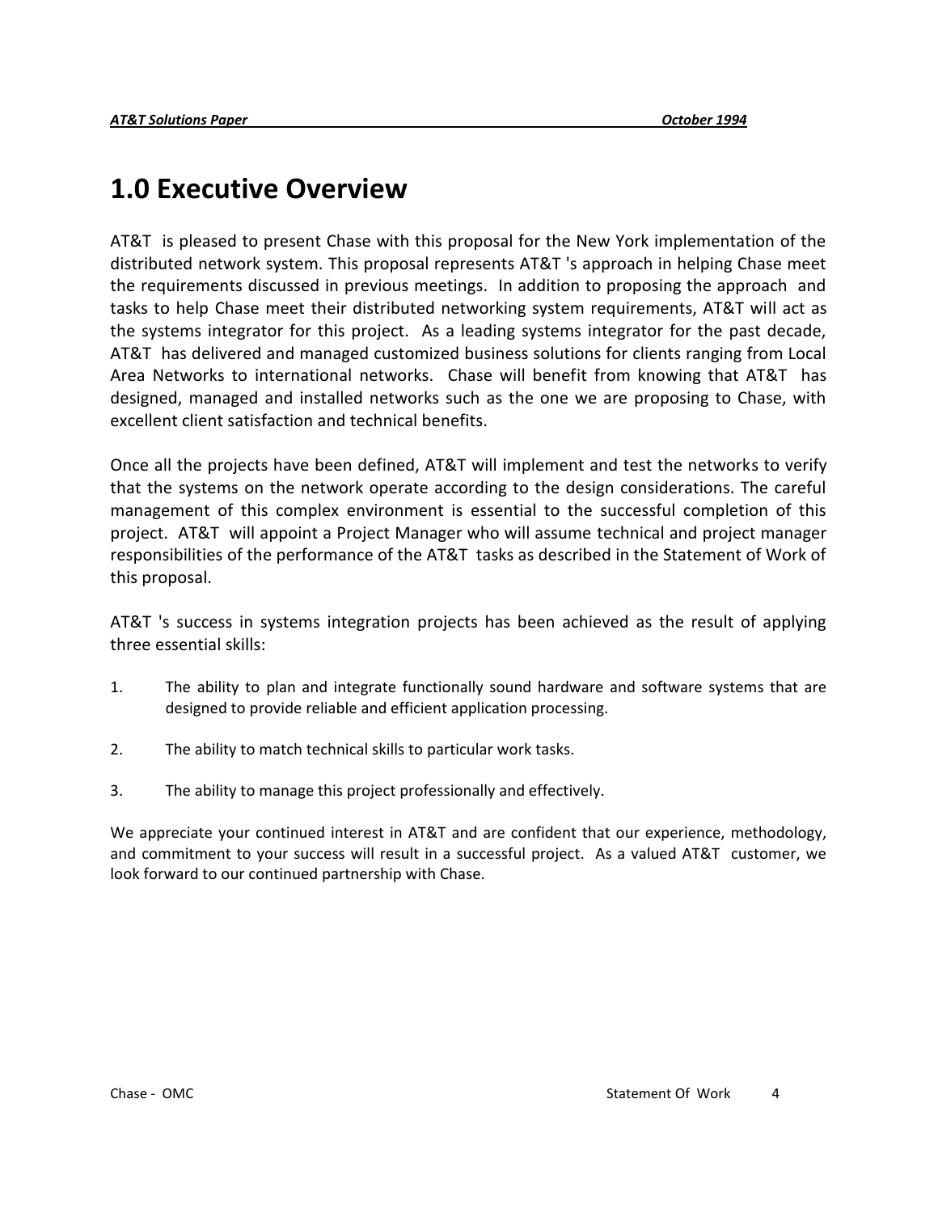# 1.0 Executive Overview

AT&T is pleased to present Chase with this proposal for the New York implementation of the distributed network system. This proposal represents AT&T 's approach in helping Chase meet the requirements discussed in previous meetings. In addition to proposing the approach and tasks to help Chase meet their distributed networking system requirements, AT&T will act as the systems integrator for this project. As a leading systems integrator for the past decade, AT&T has delivered and managed customized business solutions for clients ranging from Local Area Networks to international networks. Chase will benefit from knowing that AT&T has designed, managed and installed networks such as the one we are proposing to Chase, with excellent client satisfaction and technical benefits.

Once all the projects have been defined, AT&T will implement and test the networks to verify that the systems on the network operate according to the design considerations. The careful management of this complex environment is essential to the successful completion of this project. AT&T will appoint a Project Manager who will assume technical and project manager responsibilities of the performance of the AT&T tasks as described in the Statement of Work of this proposal.

AT&T 's success in systems integration projects has been achieved as the result of applying three essential skills:

1. The ability to plan and integrate functionally sound hardware and software systems that are designed to provide reliable and efficient application processing.

2. The ability to match technical skills to particular work tasks.

3. The ability to manage this project professionally and effectively.

We appreciate your continued interest in AT&T and are confident that our experience, methodology, and commitment to your success will result in a successful project. As a valued AT&T customer, we look forward to our continued partnership with Chase.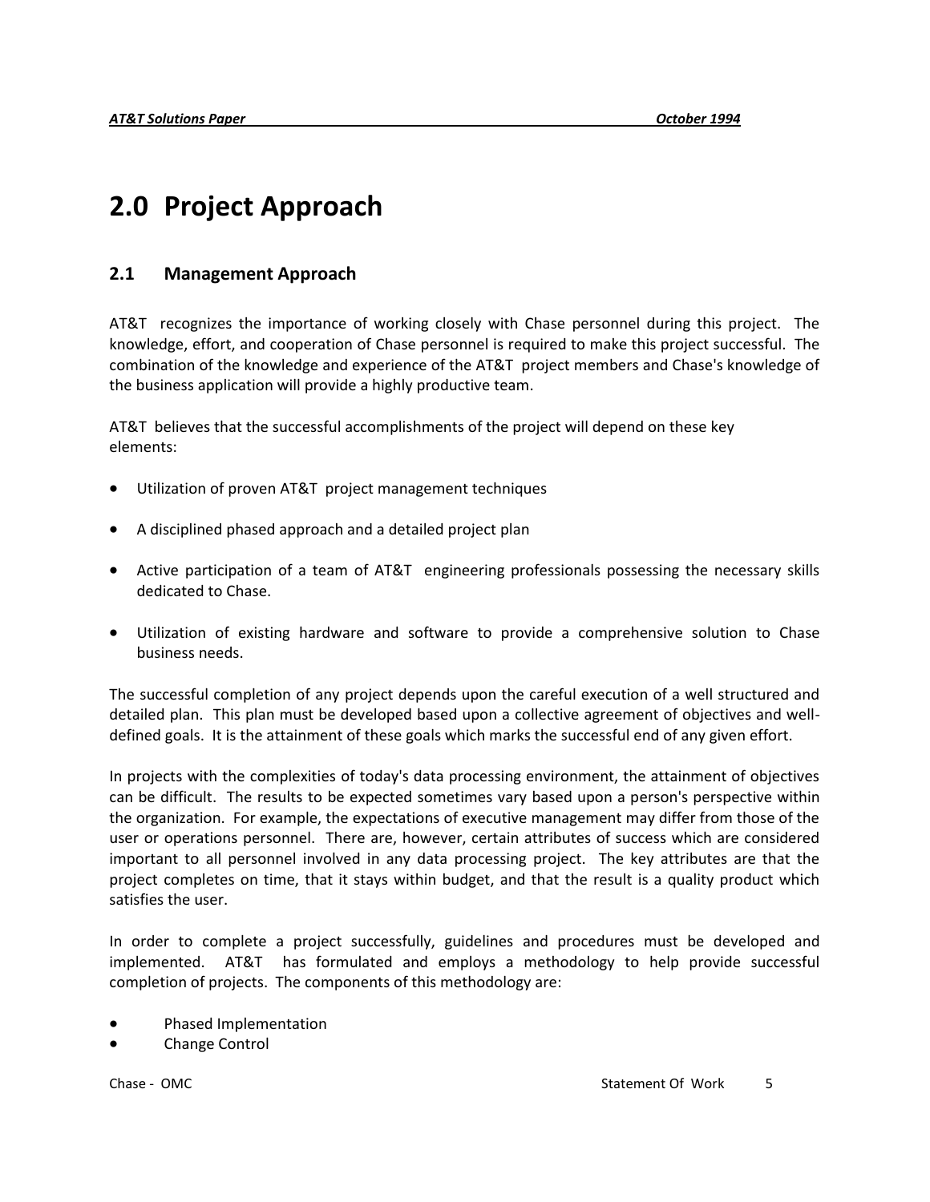# 2.0 Project Approach

## 2.1 Management Approach

AT&T recognizes the importance of working closely with Chase personnel during this project. The knowledge, effort, and cooperation of Chase personnel is required to make this project successful. The combination of the knowledge and experience of the AT&T project members and Chase's knowledge of the business application will provide a highly productive team.

AT&T believes that the successful accomplishments of the project will depend on these key elements:

- Utilization of proven AT&T project management techniques
- A disciplined phased approach and a detailed project plan
- Active participation of a team of AT&T engineering professionals possessing the necessary skills dedicated to Chase.
- Utilization of existing hardware and software to provide a comprehensive solution to Chase business needs.

The successful completion of any project depends upon the careful execution of a well structured and detailed plan. This plan must be developed based upon a collective agreement of objectives and well-defined goals. It is the attainment of these goals which marks the successful end of any given effort.

In projects with the complexities of today's data processing environment, the attainment of objectives can be difficult. The results to be expected sometimes vary based upon a person's perspective within the organization. For example, the expectations of executive management may differ from those of the user or operations personnel. There are, however, certain attributes of success which are considered important to all personnel involved in any data processing project. The key attributes are that the project completes on time, that it stays within budget, and that the result is a quality product which satisfies the user.

In order to complete a project successfully, guidelines and procedures must be developed and implemented. AT&T has formulated and employs a methodology to help provide successful completion of projects. The components of this methodology are:

- Phased Implementation
- Change Control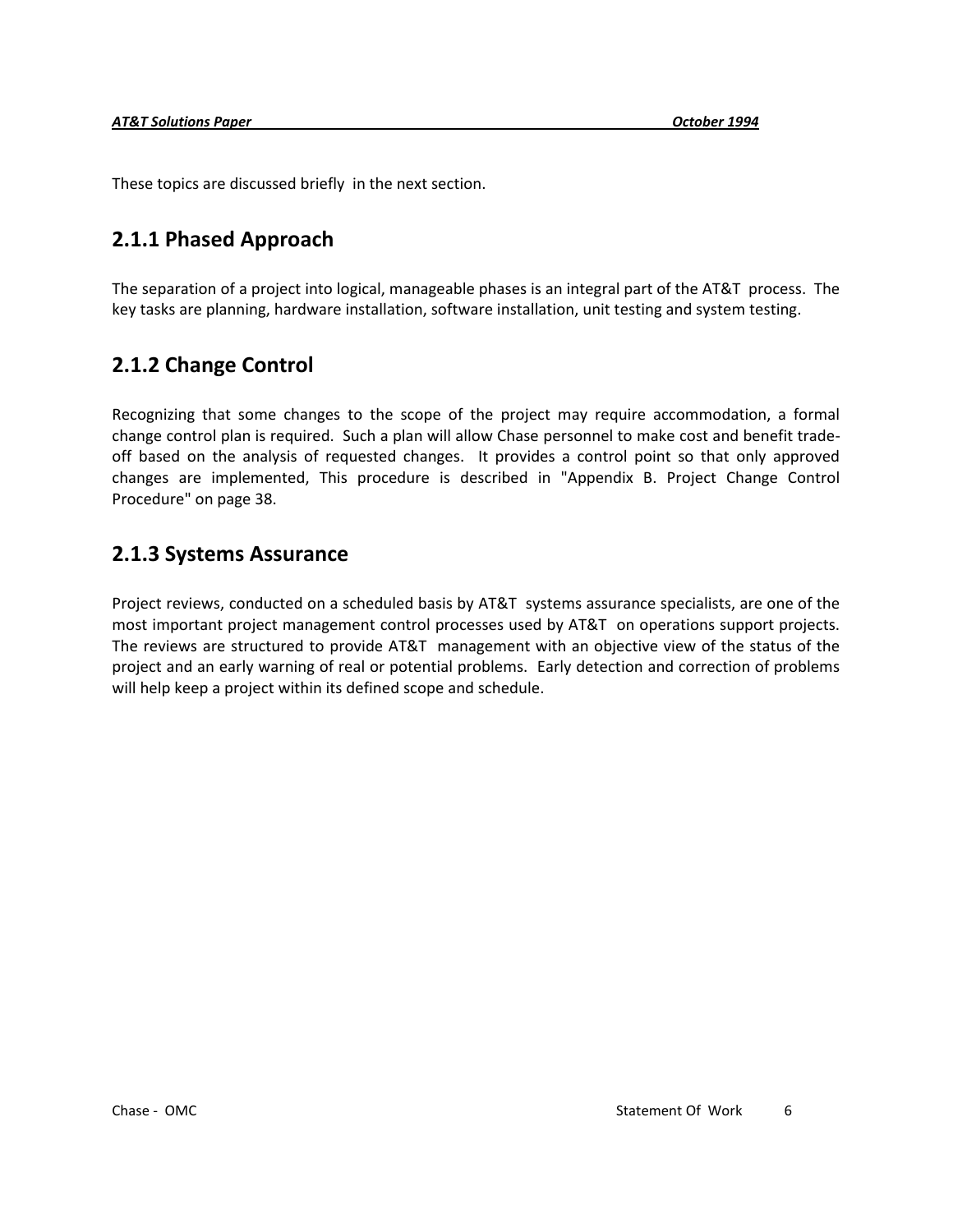These topics are discussed briefly in the next section.

## 2.1.1 Phased Approach

The separation of a project into logical, manageable phases is an integral part of the AT&T process. The key tasks are planning, hardware installation, software installation, unit testing and system testing.

## 2.1.2 Change Control

Recognizing that some changes to the scope of the project may require accommodation, a formal change control plan is required. Such a plan will allow Chase personnel to make cost and benefit trade-off based on the analysis of requested changes. It provides a control point so that only approved changes are implemented, This procedure is described in "Appendix B. Project Change Control Procedure" on page 38.

## 2.1.3 Systems Assurance

Project reviews, conducted on a scheduled basis by AT&T systems assurance specialists, are one of the most important project management control processes used by AT&T on operations support projects. The reviews are structured to provide AT&T management with an objective view of the status of the project and an early warning of real or potential problems. Early detection and correction of problems will help keep a project within its defined scope and schedule.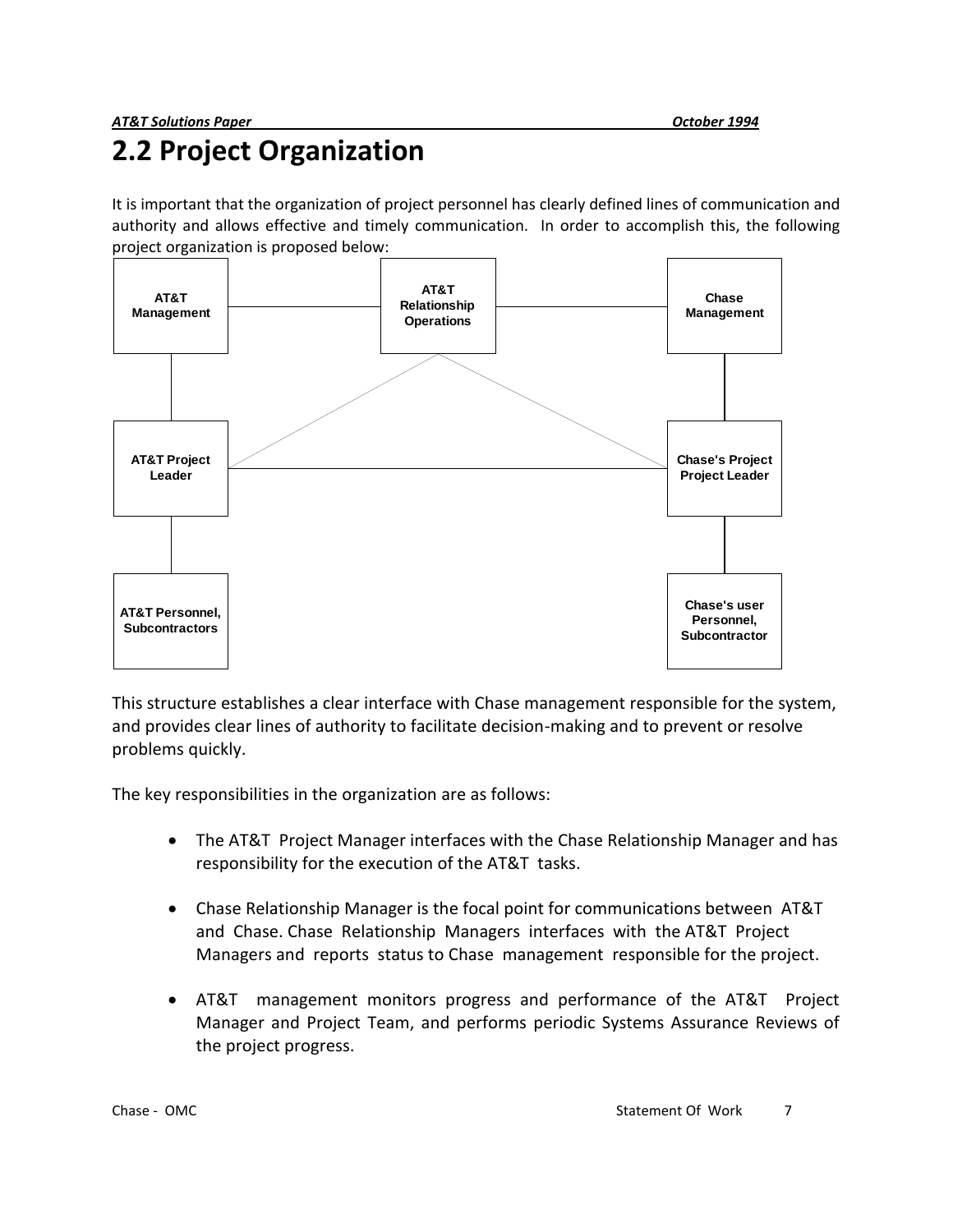## 2.2 Project Organization

It is important that the organization of project personnel has clearly defined lines of communication and authority and allows effective and timely communication. In order to accomplish this, the following project organization is proposed below:

AT&T Management

AT&T Relationship Operations

Chase Management

AT&T Project Leader

Chase's Project Project Leader

AT&T Personnel, Subcontractors

Chase's user Personnel, Subcontractor

This structure establishes a clear interface with Chase management responsible for the system, and provides clear lines of authority to facilitate decision-making and to prevent or resolve problems quickly.

The key responsibilities in the organization are as follows:

- The AT&T Project Manager interfaces with the Chase Relationship Manager and has responsibility for the execution of the AT&T tasks.
- Chase Relationship Manager is the focal point for communications between AT&T and Chase. Chase Relationship Managers interfaces with the AT&T Project Managers and reports status to Chase management responsible for the project.
- AT&T management monitors progress and performance of the AT&T Project Manager and Project Team, and performs periodic Systems Assurance Reviews of the project progress.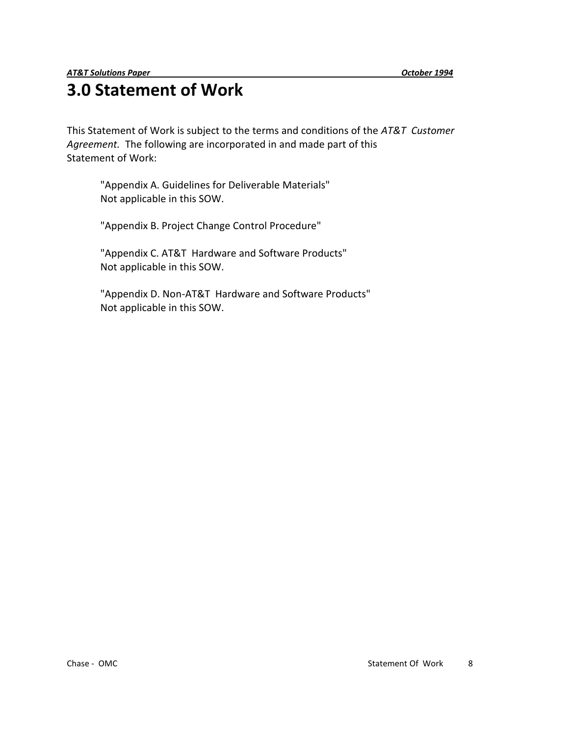# 3.0 Statement of Work

This Statement of Work is subject to the terms and conditions of the *AT&T Customer Agreement.* The following are incorporated in and made part of this Statement of Work:

"Appendix A. Guidelines for Deliverable Materials"
Not applicable in this SOW.

"Appendix B. Project Change Control Procedure"

"Appendix C. AT&T Hardware and Software Products"
Not applicable in this SOW.

"Appendix D. Non-AT&T Hardware and Software Products"
Not applicable in this SOW.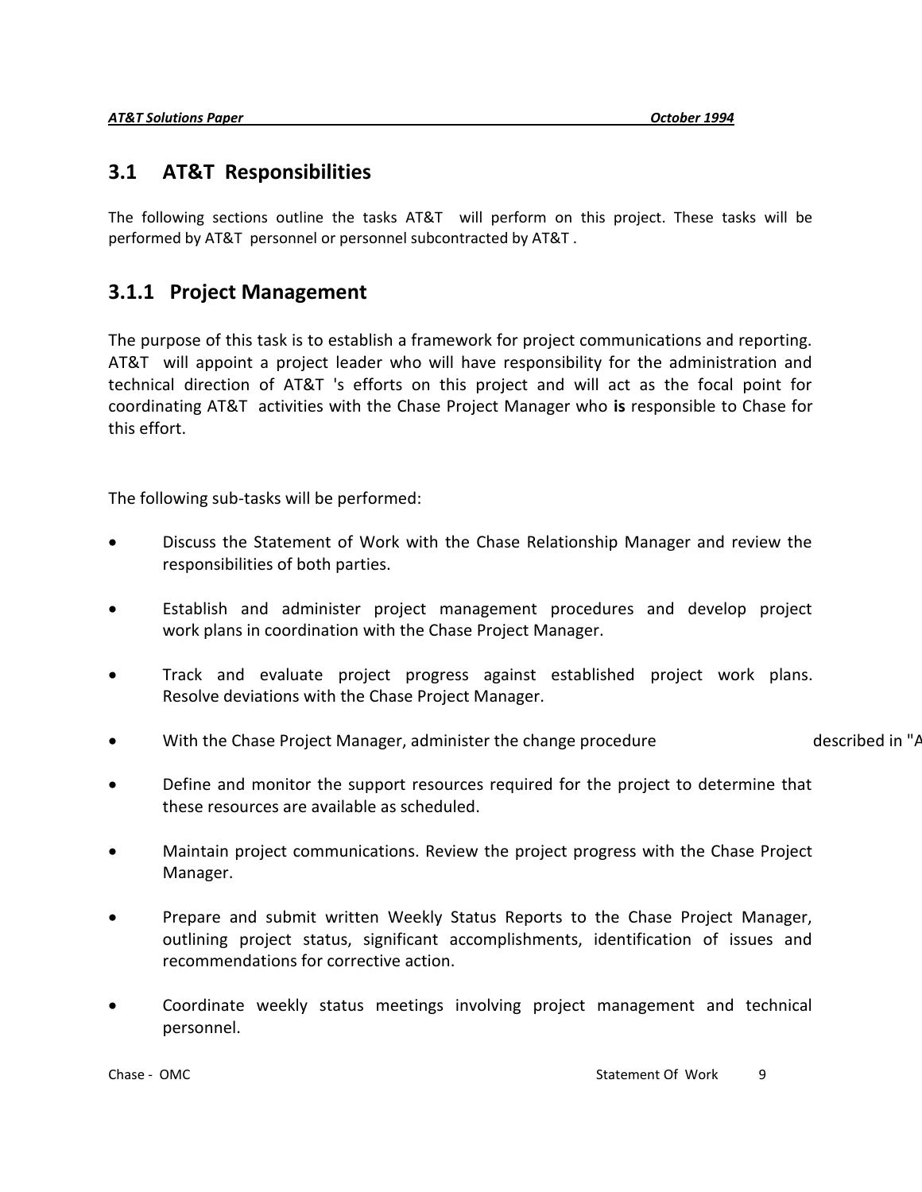## 3.1 AT&T Responsibilities

The following sections outline the tasks AT&T will perform on this project. These tasks will be performed by AT&T personnel or personnel subcontracted by AT&T .

### 3.1.1 Project Management

The purpose of this task is to establish a framework for project communications and reporting. AT&T will appoint a project leader who will have responsibility for the administration and technical direction of AT&T 's efforts on this project and will act as the focal point for coordinating AT&T activities with the Chase Project Manager who **is** responsible to Chase for this effort.

The following sub-tasks will be performed:

- Discuss the Statement of Work with the Chase Relationship Manager and review the responsibilities of both parties.
- Establish and administer project management procedures and develop project work plans in coordination with the Chase Project Manager.
- Track and evaluate project progress against established project work plans. Resolve deviations with the Chase Project Manager.
- With the Chase Project Manager, administer the change procedure described in "A
- Define and monitor the support resources required for the project to determine that these resources are available as scheduled.
- Maintain project communications. Review the project progress with the Chase Project Manager.
- Prepare and submit written Weekly Status Reports to the Chase Project Manager, outlining project status, significant accomplishments, identification of issues and recommendations for corrective action.
- Coordinate weekly status meetings involving project management and technical personnel.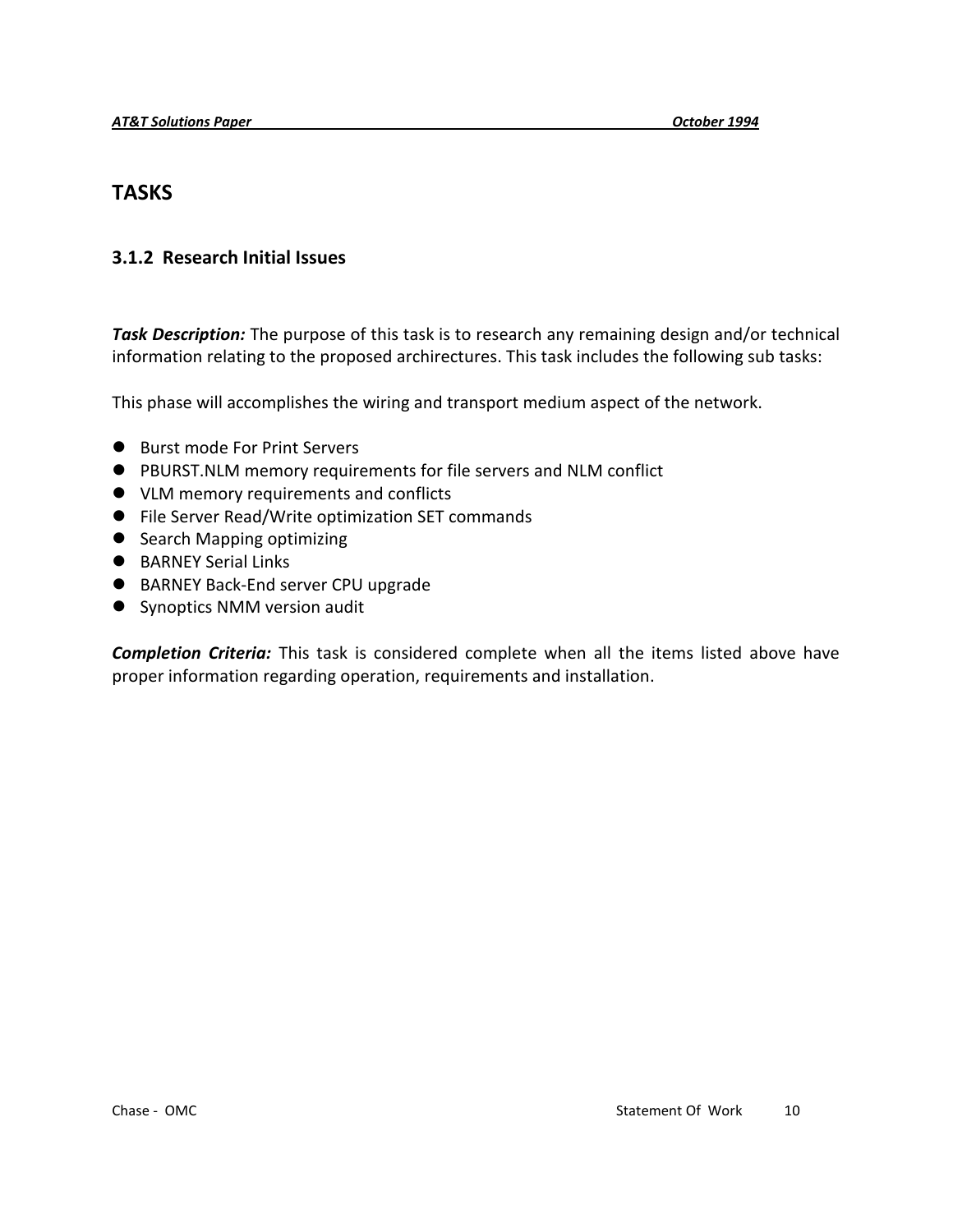# TASKS

## 3.1.2 Research Initial Issues

***Task Description:*** The purpose of this task is to research any remaining design and/or technical information relating to the proposed archirectures. This task includes the following sub tasks:

This phase will accomplishes the wiring and transport medium aspect of the network.

- Burst mode For Print Servers
- PBURST.NLM memory requirements for file servers and NLM conflict
- VLM memory requirements and conflicts
- File Server Read/Write optimization SET commands
- Search Mapping optimizing
- BARNEY Serial Links
- BARNEY Back-End server CPU upgrade
- Synoptics NMM version audit

***Completion Criteria:*** This task is considered complete when all the items listed above have proper information regarding operation, requirements and installation.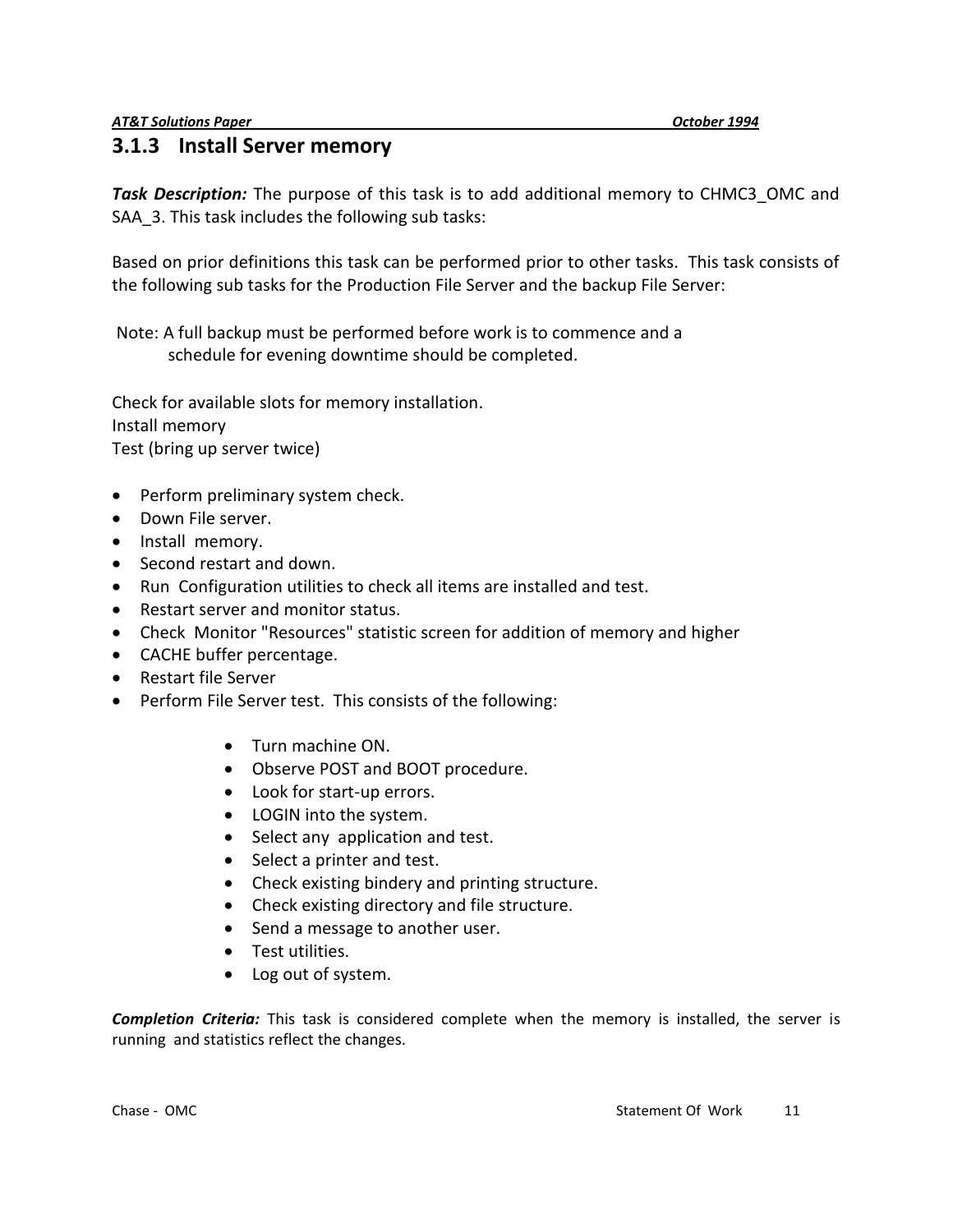### 3.1.3 Install Server memory

***Task Description:*** The purpose of this task is to add additional memory to CHMC3_OMC and SAA_3. This task includes the following sub tasks:

Based on prior definitions this task can be performed prior to other tasks. This task consists of the following sub tasks for the Production File Server and the backup File Server:

Note: A full backup must be performed before work is to commence and a schedule for evening downtime should be completed.

Check for available slots for memory installation.
Install memory
Test (bring up server twice)

- Perform preliminary system check.
- Down File server.
- Install memory.
- Second restart and down.
- Run Configuration utilities to check all items are installed and test.
- Restart server and monitor status.
- Check Monitor "Resources" statistic screen for addition of memory and higher
- CACHE buffer percentage.
- Restart file Server
- Perform File Server test. This consists of the following:

    - Turn machine ON.
    - Observe POST and BOOT procedure.
    - Look for start-up errors.
    - LOGIN into the system.
    - Select any application and test.
    - Select a printer and test.
    - Check existing bindery and printing structure.
    - Check existing directory and file structure.
    - Send a message to another user.
    - Test utilities.
    - Log out of system.

***Completion Criteria:*** This task is considered complete when the memory is installed, the server is running and statistics reflect the changes.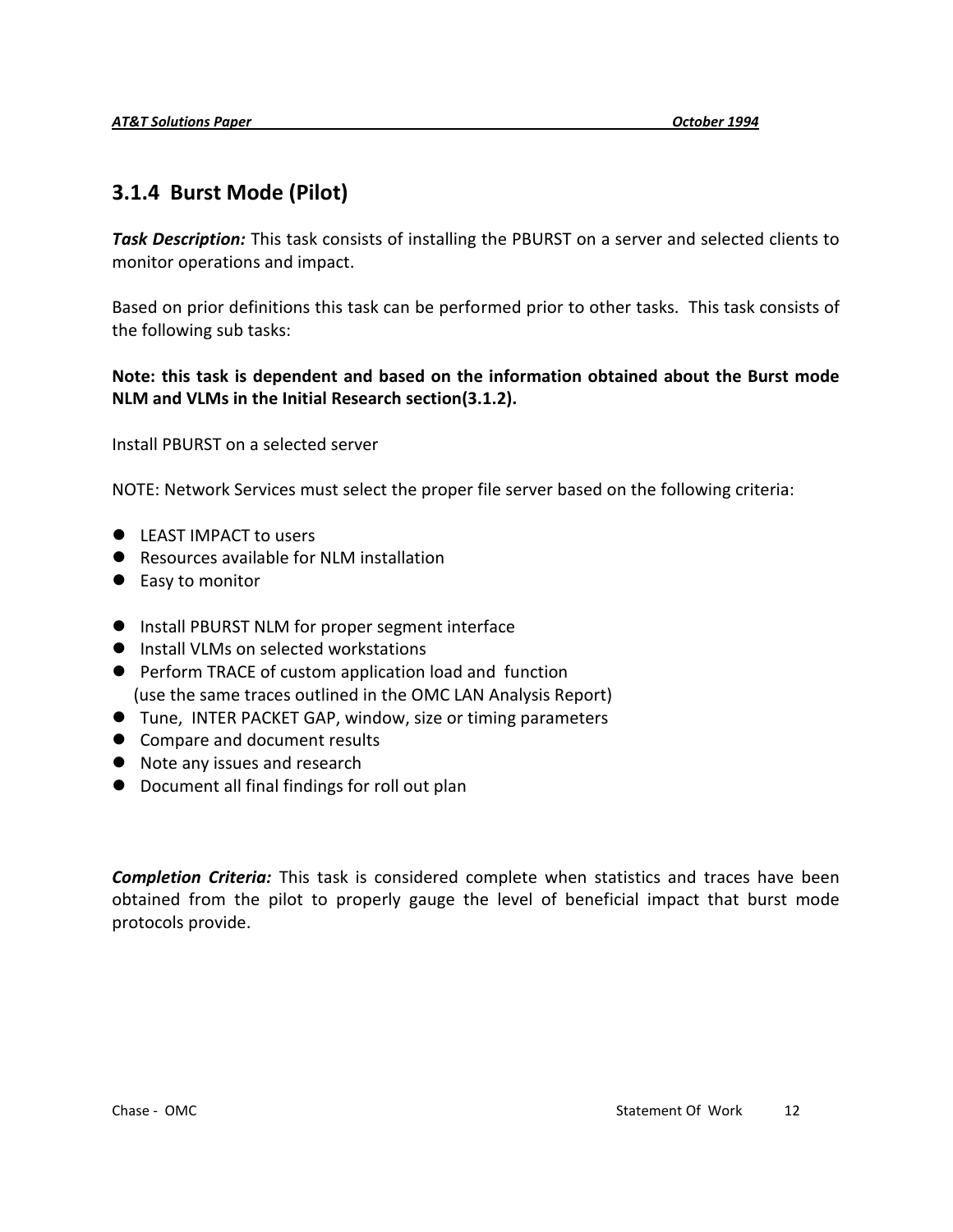### 3.1.4 Burst Mode (Pilot)

***Task Description:*** This task consists of installing the PBURST on a server and selected clients to monitor operations and impact.

Based on prior definitions this task can be performed prior to other tasks. This task consists of the following sub tasks:

**Note: this task is dependent and based on the information obtained about the Burst mode NLM and VLMs in the Initial Research section(3.1.2).**

Install PBURST on a selected server

NOTE: Network Services must select the proper file server based on the following criteria:

- LEAST IMPACT to users
- Resources available for NLM installation
- Easy to monitor

- Install PBURST NLM for proper segment interface
- Install VLMs on selected workstations
- Perform TRACE of custom application load and function (use the same traces outlined in the OMC LAN Analysis Report)
- Tune, INTER PACKET GAP, window, size or timing parameters
- Compare and document results
- Note any issues and research
- Document all final findings for roll out plan

***Completion Criteria:*** This task is considered complete when statistics and traces have been obtained from the pilot to properly gauge the level of beneficial impact that burst mode protocols provide.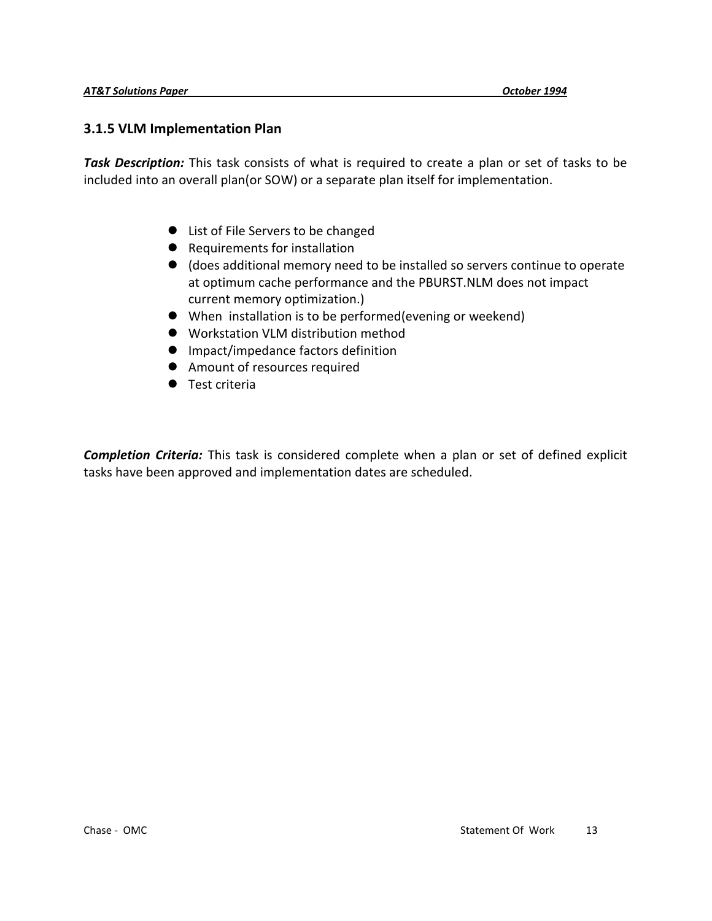### 3.1.5 VLM Implementation Plan

***Task Description:*** This task consists of what is required to create a plan or set of tasks to be included into an overall plan(or SOW) or a separate plan itself for implementation.

- List of File Servers to be changed
- Requirements for installation
- (does additional memory need to be installed so servers continue to operate at optimum cache performance and the PBURST.NLM does not impact current memory optimization.)
- When  installation is to be performed(evening or weekend)
- Workstation VLM distribution method
- Impact/impedance factors definition
- Amount of resources required
- Test criteria

***Completion Criteria:*** This task is considered complete when a plan or set of defined explicit tasks have been approved and implementation dates are scheduled.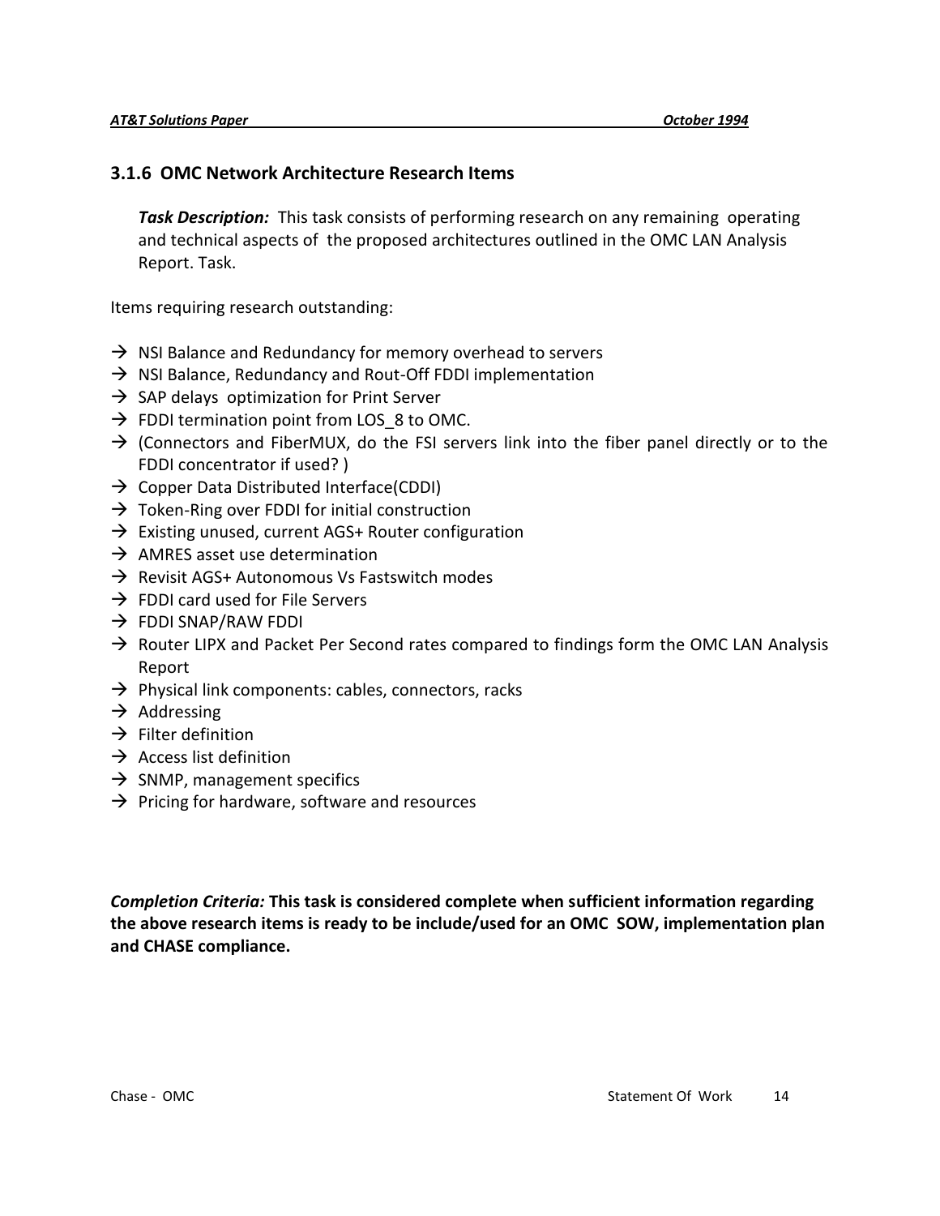### 3.1.6 OMC Network Architecture Research Items

***Task Description:*** This task consists of performing research on any remaining operating and technical aspects of the proposed architectures outlined in the OMC LAN Analysis Report. Task.

Items requiring research outstanding:

- → NSI Balance and Redundancy for memory overhead to servers
- → NSI Balance, Redundancy and Rout-Off FDDI implementation
- → SAP delays optimization for Print Server
- → FDDI termination point from LOS_8 to OMC.
- → (Connectors and FiberMUX, do the FSI servers link into the fiber panel directly or to the FDDI concentrator if used? )
- → Copper Data Distributed Interface(CDDI)
- → Token-Ring over FDDI for initial construction
- → Existing unused, current AGS+ Router configuration
- → AMRES asset use determination
- → Revisit AGS+ Autonomous Vs Fastswitch modes
- → FDDI card used for File Servers
- → FDDI SNAP/RAW FDDI
- → Router LIPX and Packet Per Second rates compared to findings form the OMC LAN Analysis Report
- → Physical link components: cables, connectors, racks
- → Addressing
- → Filter definition
- → Access list definition
- → SNMP, management specifics
- → Pricing for hardware, software and resources

***Completion Criteria:*** **This task is considered complete when sufficient information regarding the above research items is ready to be include/used for an OMC SOW, implementation plan and CHASE compliance.**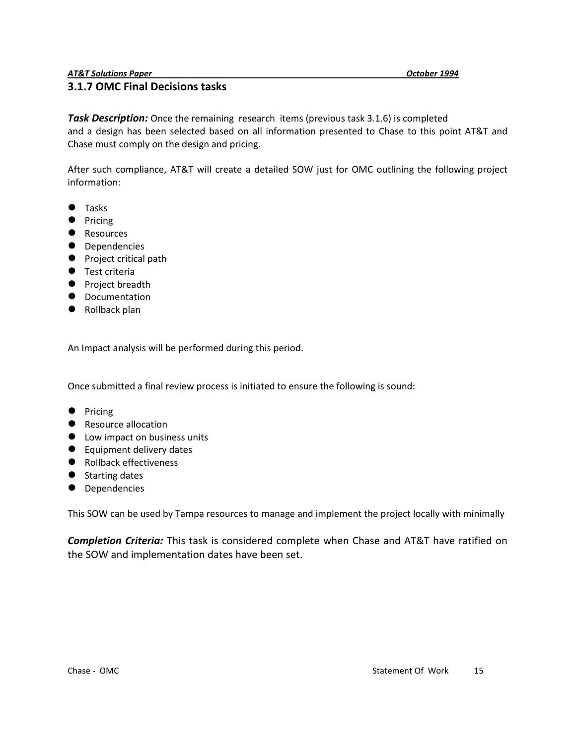### 3.1.7 OMC Final Decisions tasks

***Task Description:*** Once the remaining research items (previous task 3.1.6) is completed and a design has been selected based on all information presented to Chase to this point AT&T and Chase must comply on the design and pricing.

After such compliance, AT&T will create a detailed SOW just for OMC outlining the following project information:

- Tasks
- Pricing
- Resources
- Dependencies
- Project critical path
- Test criteria
- Project breadth
- Documentation
- Rollback plan

An Impact analysis will be performed during this period.

Once submitted a final review process is initiated to ensure the following is sound:

- Pricing
- Resource allocation
- Low impact on business units
- Equipment delivery dates
- Rollback effectiveness
- Starting dates
- Dependencies

This SOW can be used by Tampa resources to manage and implement the project locally with minimally

***Completion Criteria:*** This task is considered complete when Chase and AT&T have ratified on the SOW and implementation dates have been set.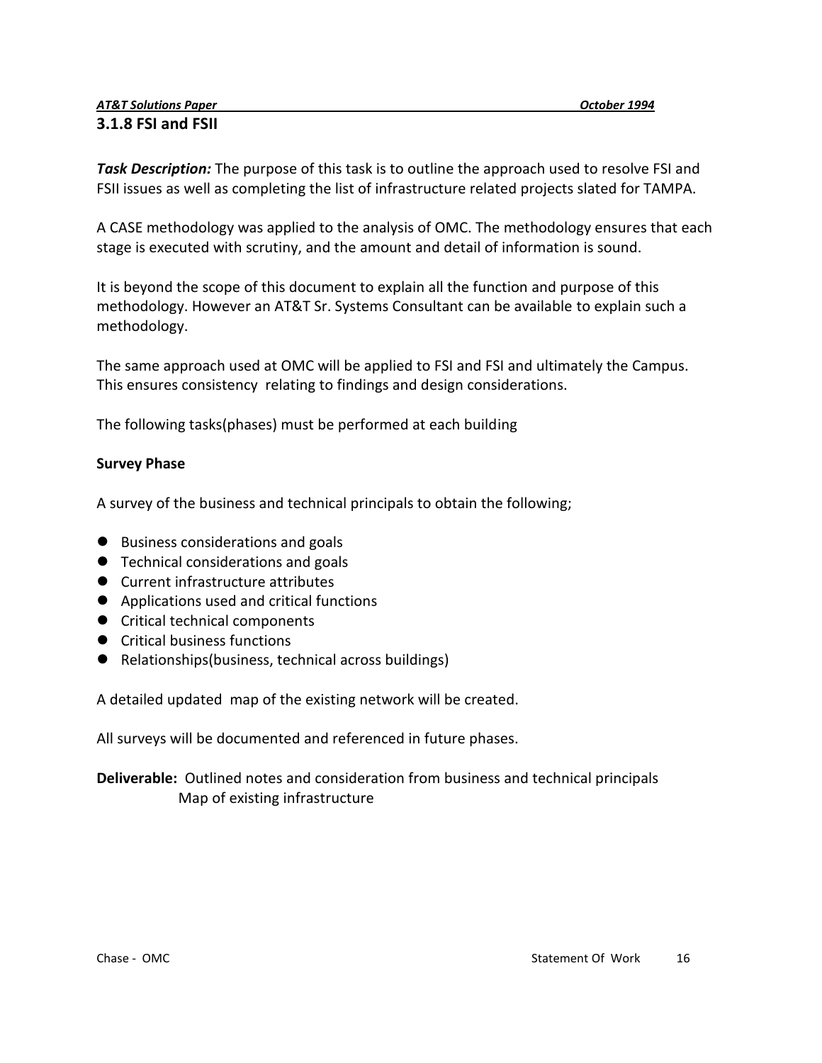### 3.1.8 FSI and FSII

***Task Description:*** The purpose of this task is to outline the approach used to resolve FSI and FSII issues as well as completing the list of infrastructure related projects slated for TAMPA.

A CASE methodology was applied to the analysis of OMC. The methodology ensures that each stage is executed with scrutiny, and the amount and detail of information is sound.

It is beyond the scope of this document to explain all the function and purpose of this methodology. However an AT&T Sr. Systems Consultant can be available to explain such a methodology.

The same approach used at OMC will be applied to FSI and FSI and ultimately the Campus. This ensures consistency relating to findings and design considerations.

The following tasks(phases) must be performed at each building

**Survey Phase**

A survey of the business and technical principals to obtain the following;

- Business considerations and goals
- Technical considerations and goals
- Current infrastructure attributes
- Applications used and critical functions
- Critical technical components
- Critical business functions
- Relationships(business, technical across buildings)

A detailed updated map of the existing network will be created.

All surveys will be documented and referenced in future phases.

**Deliverable:** Outlined notes and consideration from business and technical principals
Map of existing infrastructure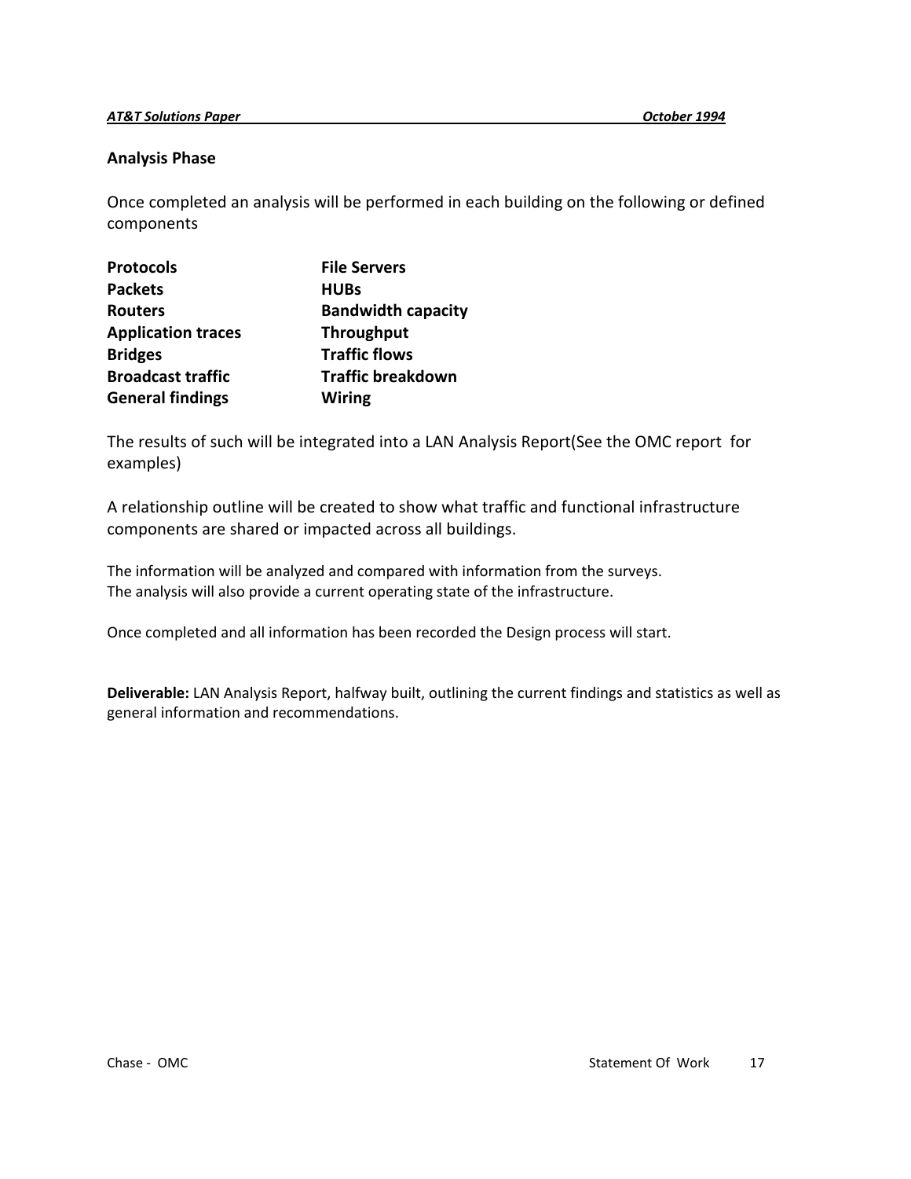## Analysis Phase

Once completed an analysis will be performed in each building on the following or defined components

| | |
|---|---|
| **Protocols** | **File Servers** |
| **Packets** | **HUBs** |
| **Routers** | **Bandwidth capacity** |
| **Application traces** | **Throughput** |
| **Bridges** | **Traffic flows** |
| **Broadcast traffic** | **Traffic breakdown** |
| **General findings** | **Wiring** |

The results of such will be integrated into a LAN Analysis Report(See the OMC report for examples)

A relationship outline will be created to show what traffic and functional infrastructure components are shared or impacted across all buildings.

The information will be analyzed and compared with information from the surveys.
The analysis will also provide a current operating state of the infrastructure.

Once completed and all information has been recorded the Design process will start.

**Deliverable:** LAN Analysis Report, halfway built, outlining the current findings and statistics as well as general information and recommendations.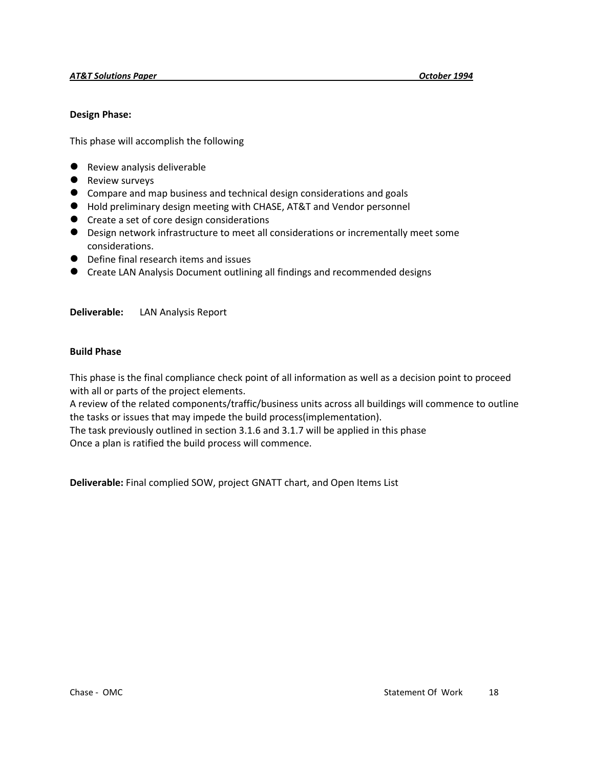**Design Phase:**

This phase will accomplish the following

- Review analysis deliverable
- Review surveys
- Compare and map business and technical design considerations and goals
- Hold preliminary design meeting with CHASE, AT&T and Vendor personnel
- Create a set of core design considerations
- Design network infrastructure to meet all considerations or incrementally meet some considerations.
- Define final research items and issues
- Create LAN Analysis Document outlining all findings and recommended designs

**Deliverable:** LAN Analysis Report

**Build Phase**

This phase is the final compliance check point of all information as well as a decision point to proceed with all or parts of the project elements.
A review of the related components/traffic/business units across all buildings will commence to outline the tasks or issues that may impede the build process(implementation).
The task previously outlined in section 3.1.6 and 3.1.7 will be applied in this phase
Once a plan is ratified the build process will commence.

**Deliverable:** Final complied SOW, project GNATT chart, and Open Items List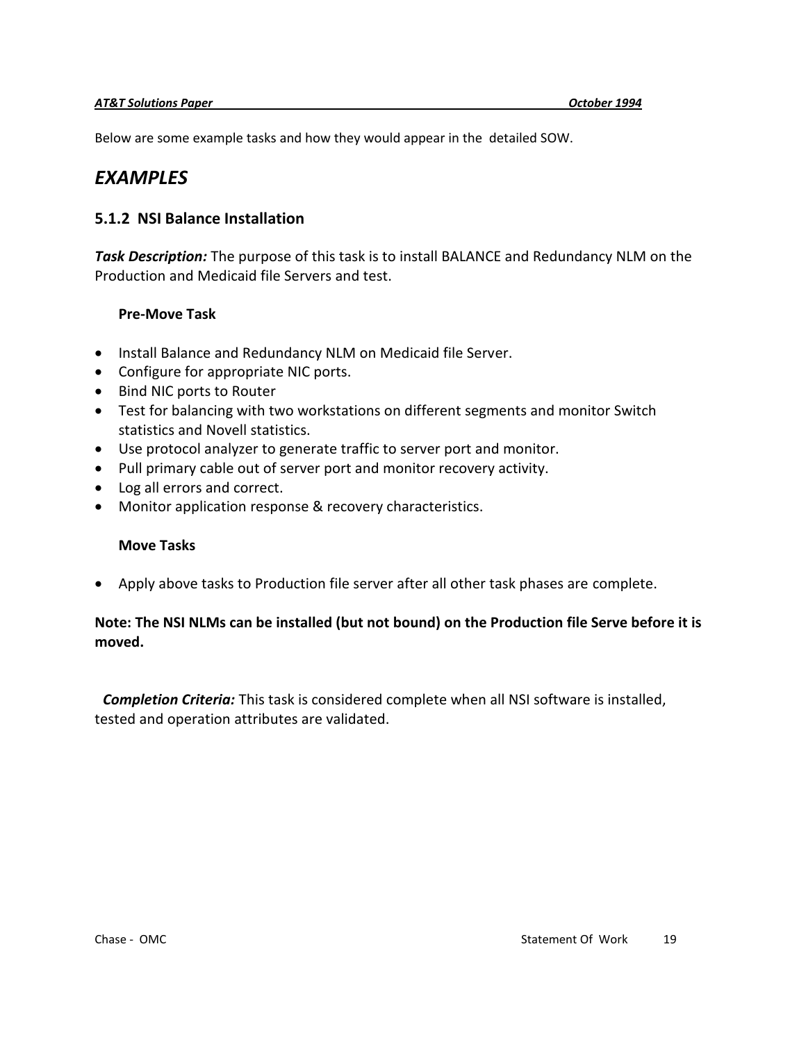Below are some example tasks and how they would appear in the detailed SOW.

# *EXAMPLES*

## 5.1.2 NSI Balance Installation

***Task Description:*** The purpose of this task is to install BALANCE and Redundancy NLM on the Production and Medicaid file Servers and test.

**Pre-Move Task**

- Install Balance and Redundancy NLM on Medicaid file Server.
- Configure for appropriate NIC ports.
- Bind NIC ports to Router
- Test for balancing with two workstations on different segments and monitor Switch statistics and Novell statistics.
- Use protocol analyzer to generate traffic to server port and monitor.
- Pull primary cable out of server port and monitor recovery activity.
- Log all errors and correct.
- Monitor application response & recovery characteristics.

**Move Tasks**

- Apply above tasks to Production file server after all other task phases are complete.

**Note: The NSI NLMs can be installed (but not bound) on the Production file Serve before it is moved.**

***Completion Criteria:*** This task is considered complete when all NSI software is installed, tested and operation attributes are validated.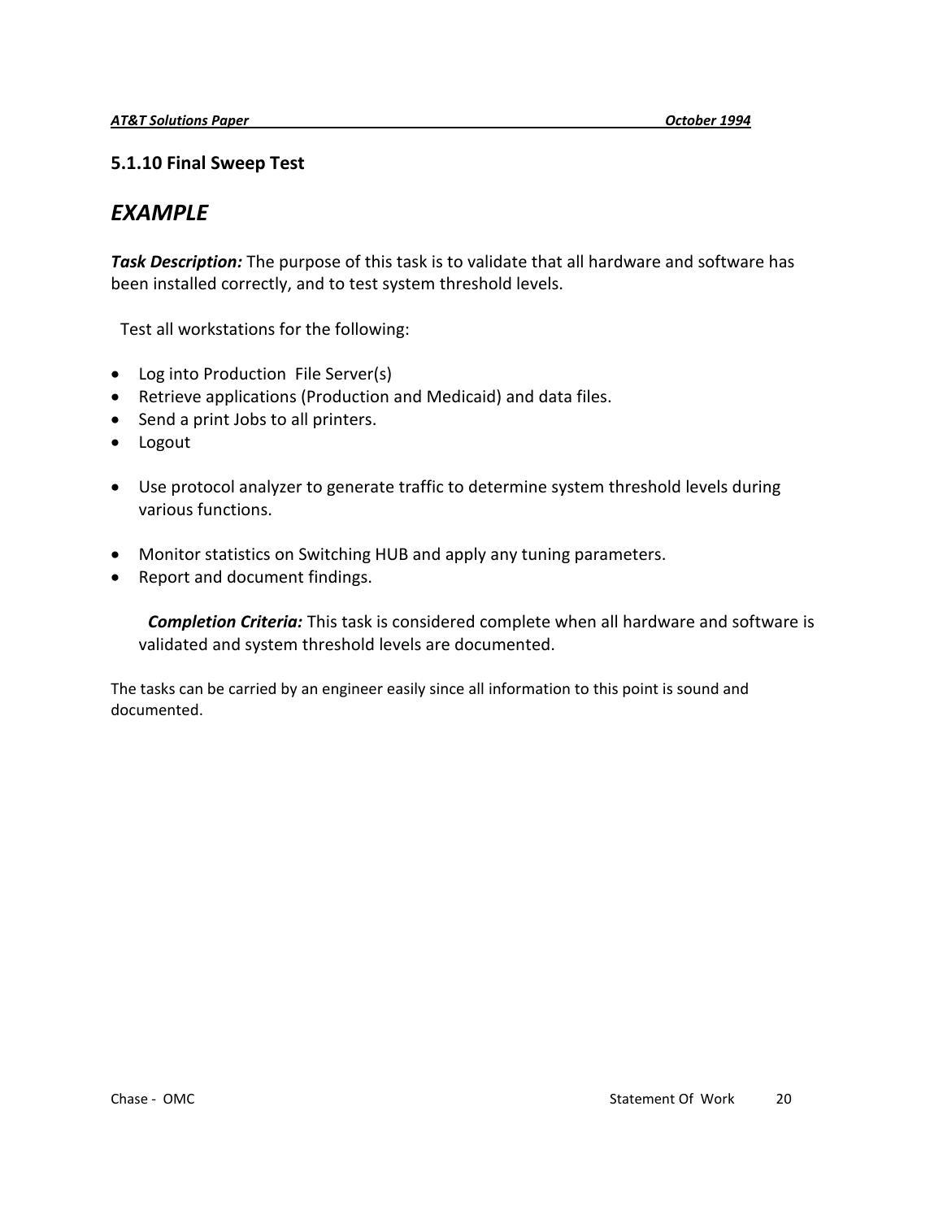### 5.1.10 Final Sweep Test

## *EXAMPLE*

***Task Description:*** The purpose of this task is to validate that all hardware and software has been installed correctly, and to test system threshold levels.

Test all workstations for the following:

- Log into Production File Server(s)
- Retrieve applications (Production and Medicaid) and data files.
- Send a print Jobs to all printers.
- Logout

- Use protocol analyzer to generate traffic to determine system threshold levels during various functions.

- Monitor statistics on Switching HUB and apply any tuning parameters.
- Report and document findings.

***Completion Criteria:*** This task is considered complete when all hardware and software is validated and system threshold levels are documented.

The tasks can be carried by an engineer easily since all information to this point is sound and documented.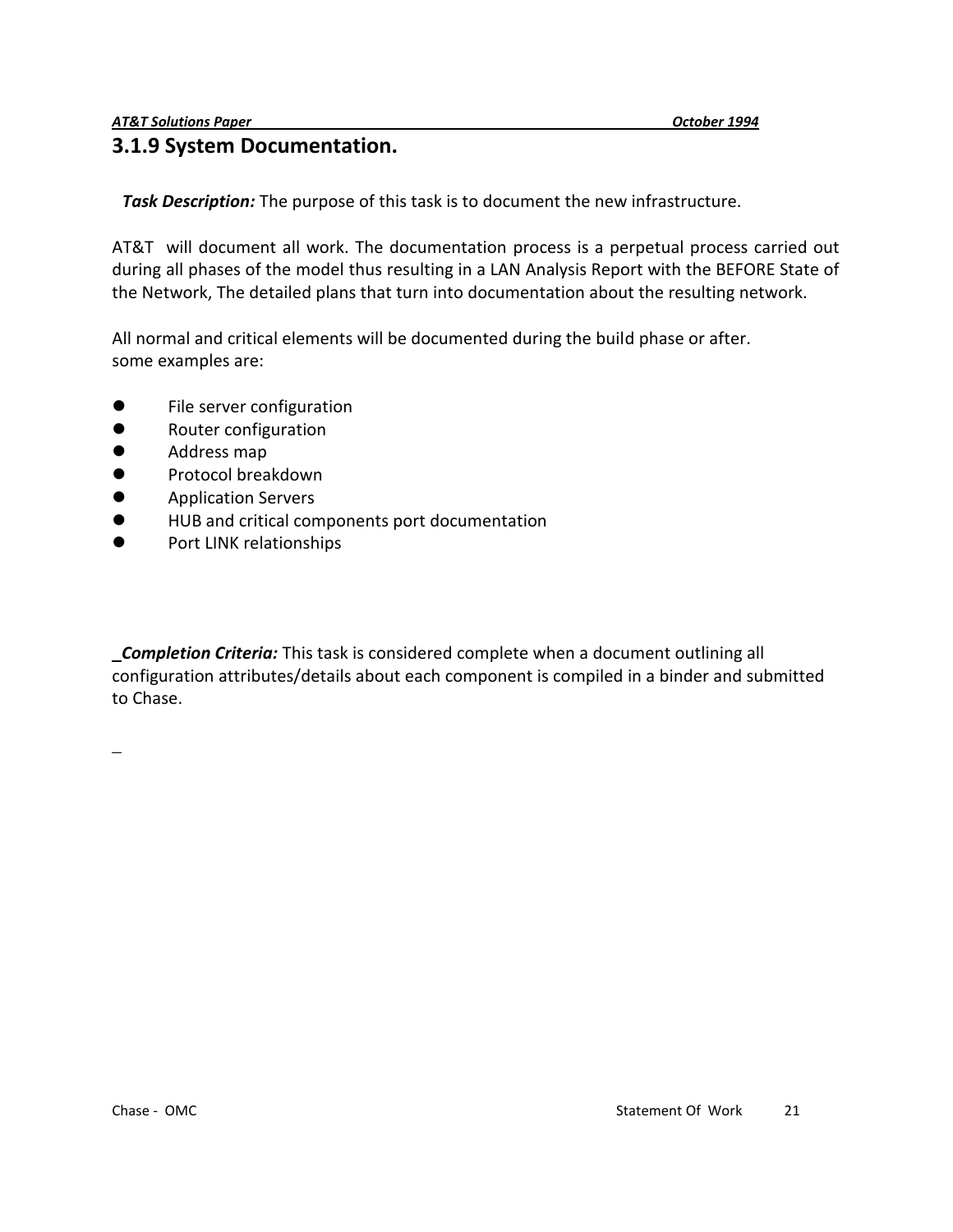### 3.1.9 System Documentation.

***Task Description:*** The purpose of this task is to document the new infrastructure.

AT&T will document all work. The documentation process is a perpetual process carried out during all phases of the model thus resulting in a LAN Analysis Report with the BEFORE State of the Network, The detailed plans that turn into documentation about the resulting network.

All normal and critical elements will be documented during the build phase or after.
some examples are:

- File server configuration
- Router configuration
- Address map
- Protocol breakdown
- Application Servers
- HUB and critical components port documentation
- Port LINK relationships

***Completion Criteria:*** This task is considered complete when a document outlining all configuration attributes/details about each component is compiled in a binder and submitted to Chase.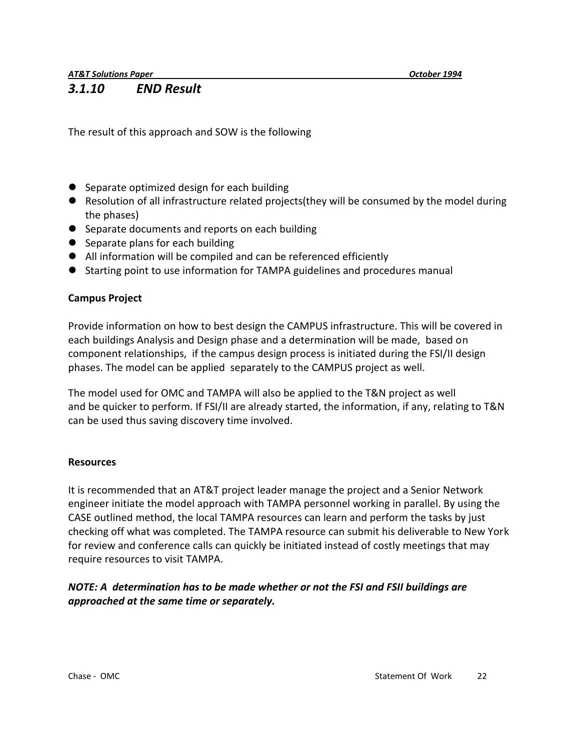### 3.1.10 END Result

The result of this approach and SOW is the following

- Separate optimized design for each building
- Resolution of all infrastructure related projects(they will be consumed by the model during the phases)
- Separate documents and reports on each building
- Separate plans for each building
- All information will be compiled and can be referenced efficiently
- Starting point to use information for TAMPA guidelines and procedures manual

**Campus Project**

Provide information on how to best design the CAMPUS infrastructure. This will be covered in each buildings Analysis and Design phase and a determination will be made, based on component relationships, if the campus design process is initiated during the FSI/II design phases. The model can be applied separately to the CAMPUS project as well.

The model used for OMC and TAMPA will also be applied to the T&N project as well and be quicker to perform. If FSI/II are already started, the information, if any, relating to T&N can be used thus saving discovery time involved.

**Resources**

It is recommended that an AT&T project leader manage the project and a Senior Network engineer initiate the model approach with TAMPA personnel working in parallel. By using the CASE outlined method, the local TAMPA resources can learn and perform the tasks by just checking off what was completed. The TAMPA resource can submit his deliverable to New York for review and conference calls can quickly be initiated instead of costly meetings that may require resources to visit TAMPA.

***NOTE: A determination has to be made whether or not the FSI and FSII buildings are approached at the same time or separately.***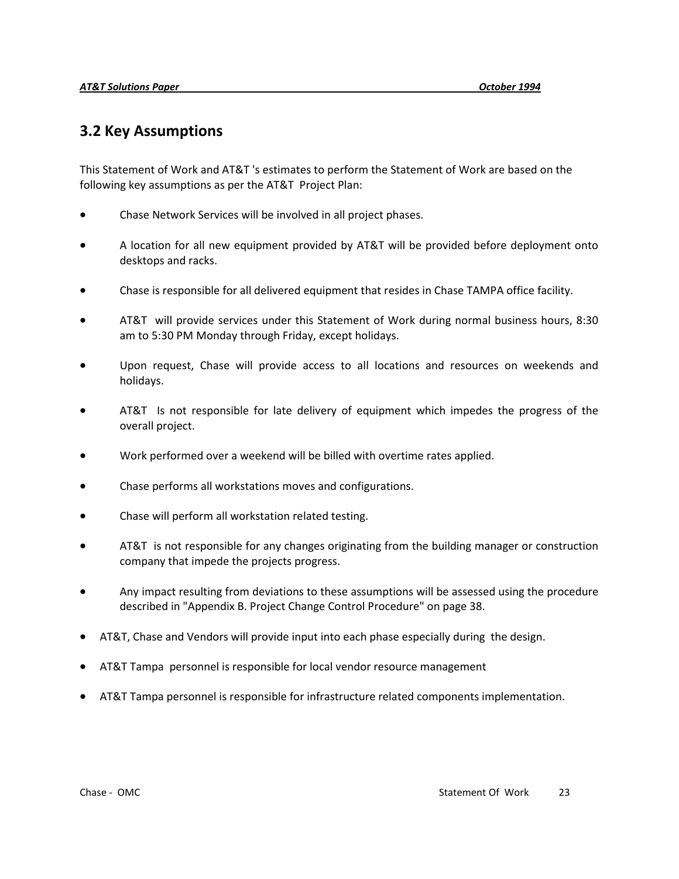## 3.2 Key Assumptions

This Statement of Work and AT&T 's estimates to perform the Statement of Work are based on the following key assumptions as per the AT&T Project Plan:

- Chase Network Services will be involved in all project phases.
- A location for all new equipment provided by AT&T will be provided before deployment onto desktops and racks.
- Chase is responsible for all delivered equipment that resides in Chase TAMPA office facility.
- AT&T will provide services under this Statement of Work during normal business hours, 8:30 am to 5:30 PM Monday through Friday, except holidays.
- Upon request, Chase will provide access to all locations and resources on weekends and holidays.
- AT&T Is not responsible for late delivery of equipment which impedes the progress of the overall project.
- Work performed over a weekend will be billed with overtime rates applied.
- Chase performs all workstations moves and configurations.
- Chase will perform all workstation related testing.
- AT&T is not responsible for any changes originating from the building manager or construction company that impede the projects progress.
- Any impact resulting from deviations to these assumptions will be assessed using the procedure described in "Appendix B. Project Change Control Procedure" on page 38.
- AT&T, Chase and Vendors will provide input into each phase especially during the design.
- AT&T Tampa personnel is responsible for local vendor resource management
- AT&T Tampa personnel is responsible for infrastructure related components implementation.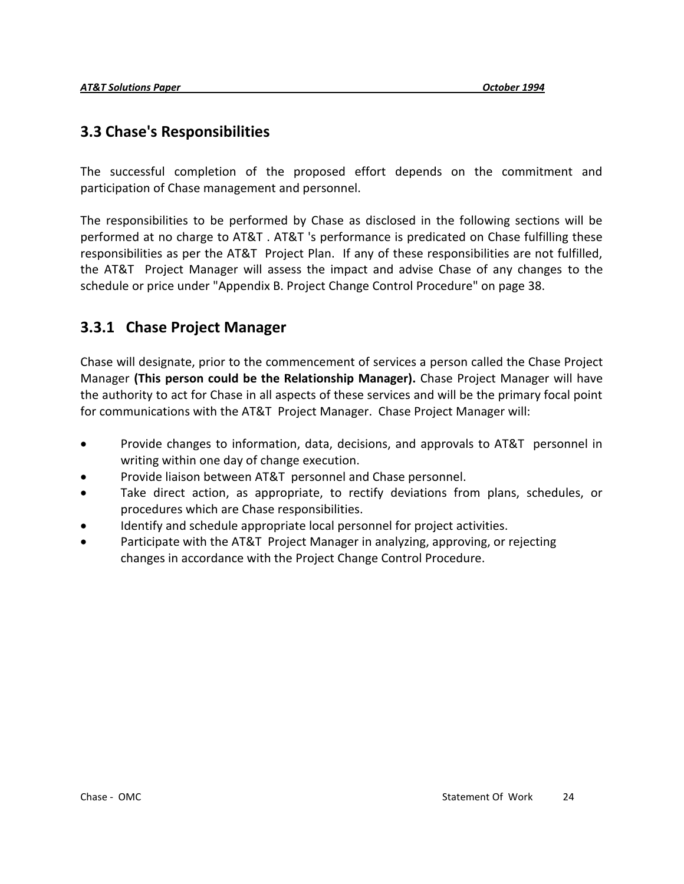## 3.3 Chase's Responsibilities

The successful completion of the proposed effort depends on the commitment and participation of Chase management and personnel.

The responsibilities to be performed by Chase as disclosed in the following sections will be performed at no charge to AT&T . AT&T 's performance is predicated on Chase fulfilling these responsibilities as per the AT&T Project Plan. If any of these responsibilities are not fulfilled, the AT&T Project Manager will assess the impact and advise Chase of any changes to the schedule or price under "Appendix B. Project Change Control Procedure" on page 38.

### 3.3.1 Chase Project Manager

Chase will designate, prior to the commencement of services a person called the Chase Project Manager **(This person could be the Relationship Manager).** Chase Project Manager will have the authority to act for Chase in all aspects of these services and will be the primary focal point for communications with the AT&T Project Manager. Chase Project Manager will:

- Provide changes to information, data, decisions, and approvals to AT&T personnel in writing within one day of change execution.
- Provide liaison between AT&T personnel and Chase personnel.
- Take direct action, as appropriate, to rectify deviations from plans, schedules, or procedures which are Chase responsibilities.
- Identify and schedule appropriate local personnel for project activities.
- Participate with the AT&T Project Manager in analyzing, approving, or rejecting changes in accordance with the Project Change Control Procedure.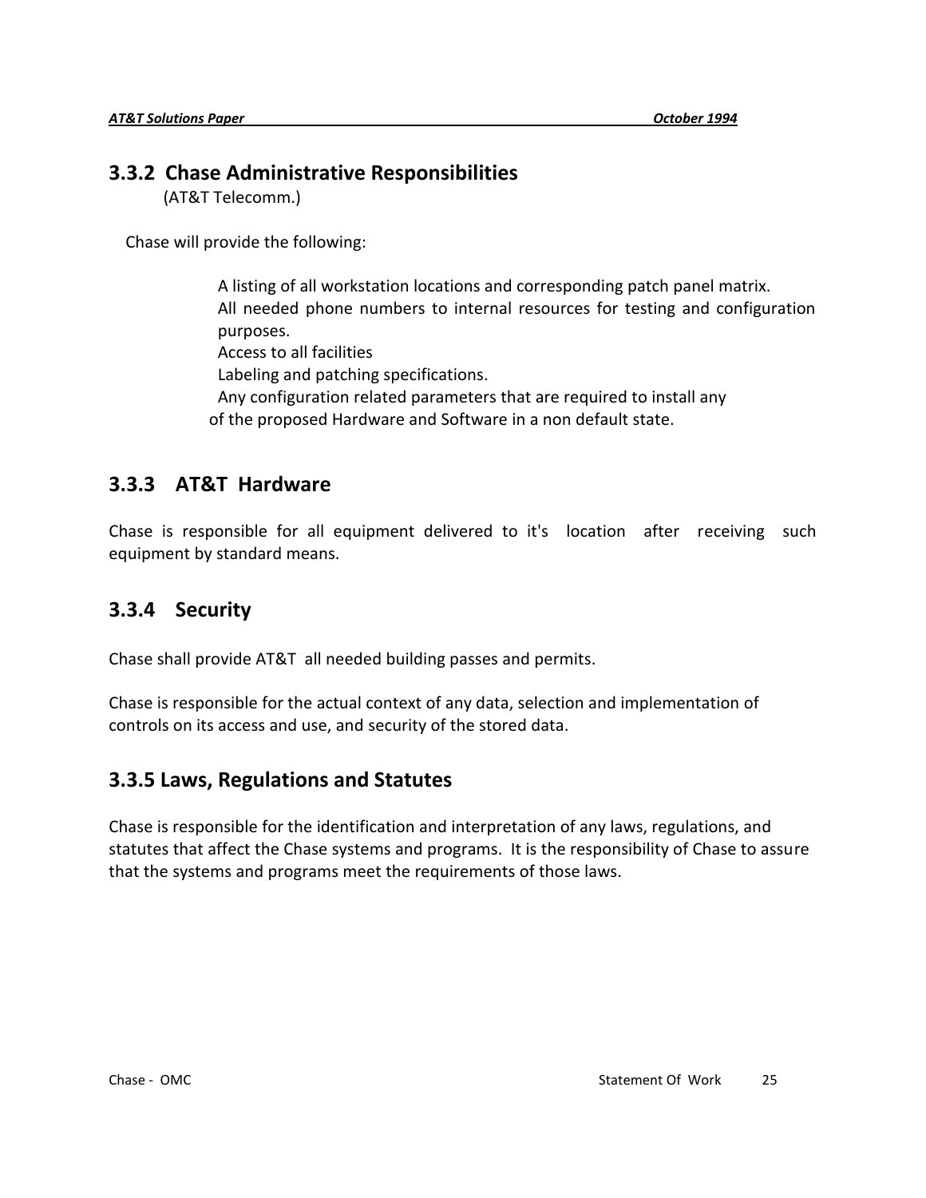### 3.3.2 Chase Administrative Responsibilities

(AT&T Telecomm.)

Chase will provide the following:

- A listing of all workstation locations and corresponding patch panel matrix.
- All needed phone numbers to internal resources for testing and configuration purposes.
- Access to all facilities
- Labeling and patching specifications.
- Any configuration related parameters that are required to install any of the proposed Hardware and Software in a non default state.

### 3.3.3 AT&T Hardware

Chase is responsible for all equipment delivered to it's location after receiving such equipment by standard means.

### 3.3.4 Security

Chase shall provide AT&T all needed building passes and permits.

Chase is responsible for the actual context of any data, selection and implementation of controls on its access and use, and security of the stored data.

### 3.3.5 Laws, Regulations and Statutes

Chase is responsible for the identification and interpretation of any laws, regulations, and statutes that affect the Chase systems and programs. It is the responsibility of Chase to assure that the systems and programs meet the requirements of those laws.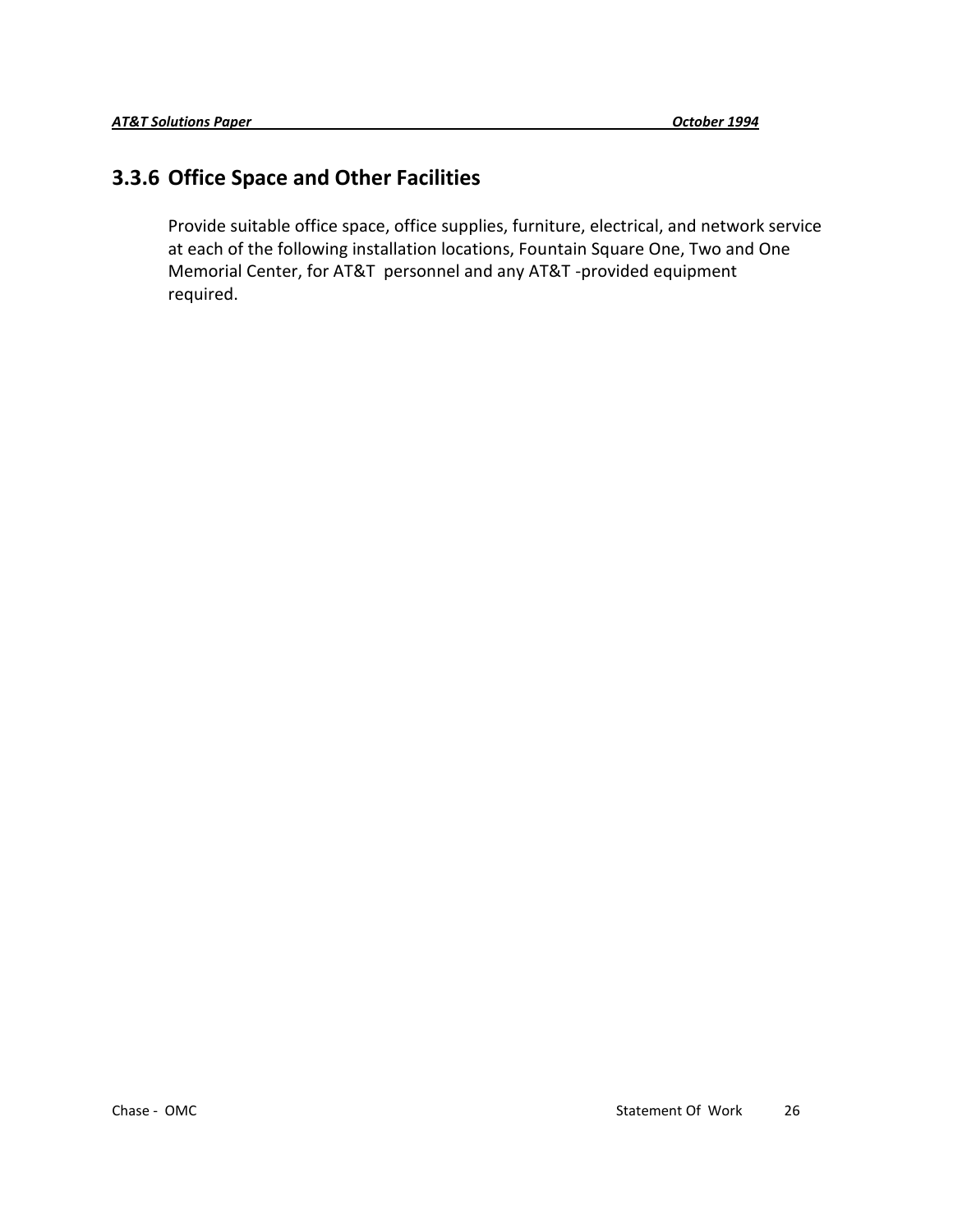### 3.3.6 Office Space and Other Facilities

Provide suitable office space, office supplies, furniture, electrical, and network service at each of the following installation locations, Fountain Square One, Two and One Memorial Center, for AT&T personnel and any AT&T -provided equipment required.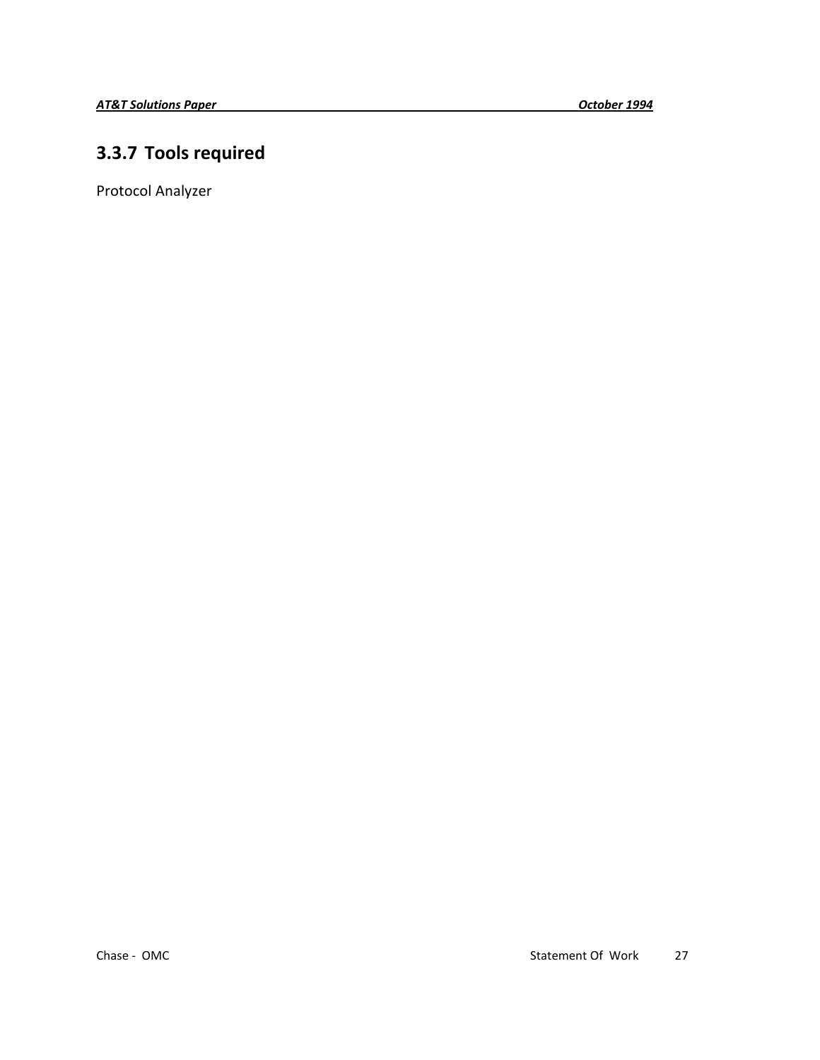### 3.3.7 Tools required

Protocol Analyzer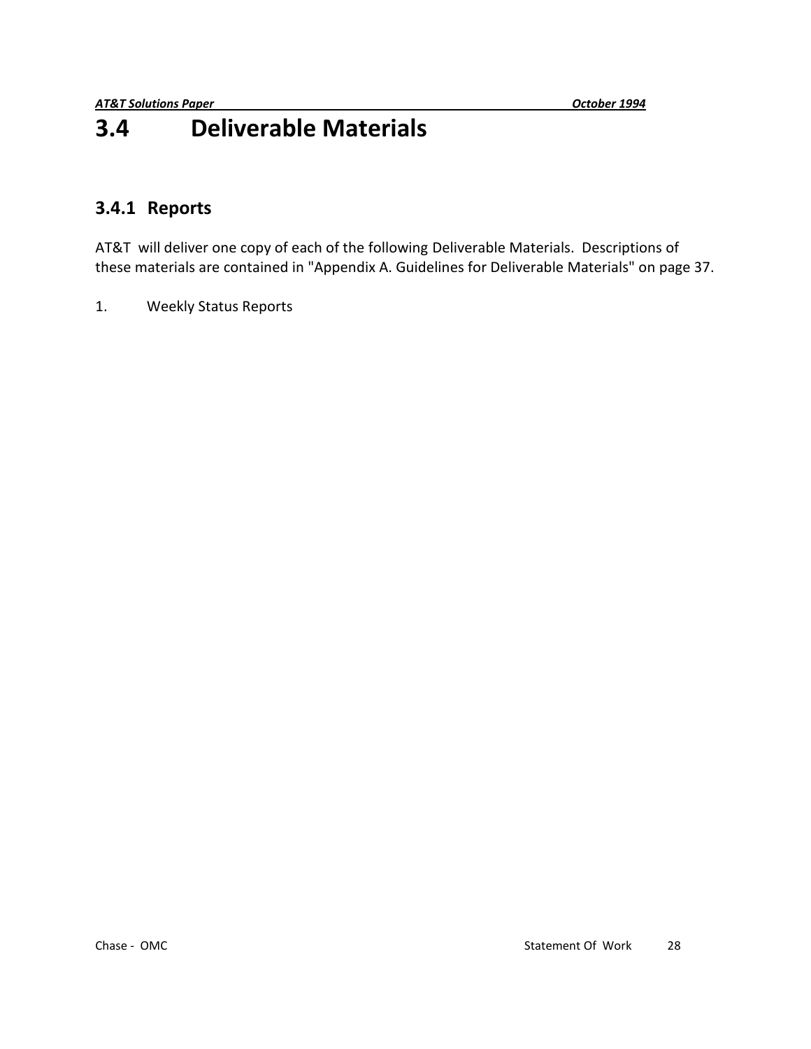# 3.4 Deliverable Materials

## 3.4.1 Reports

AT&T will deliver one copy of each of the following Deliverable Materials. Descriptions of these materials are contained in "Appendix A. Guidelines for Deliverable Materials" on page 37.

1. Weekly Status Reports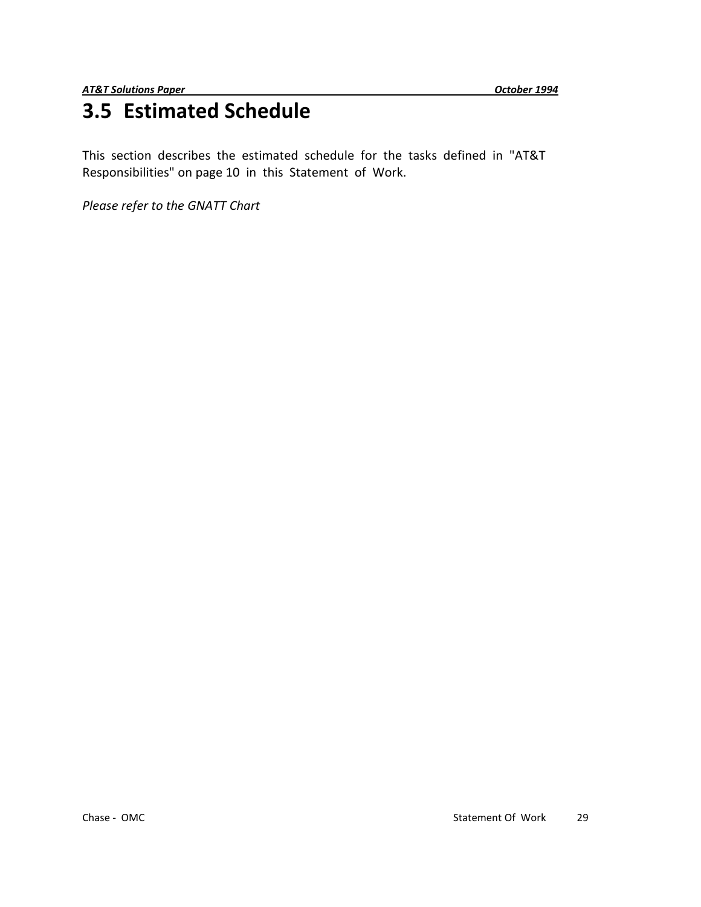# 3.5 Estimated Schedule

This section describes the estimated schedule for the tasks defined in "AT&T Responsibilities" on page 10 in this Statement of Work.

*Please refer to the GNATT Chart*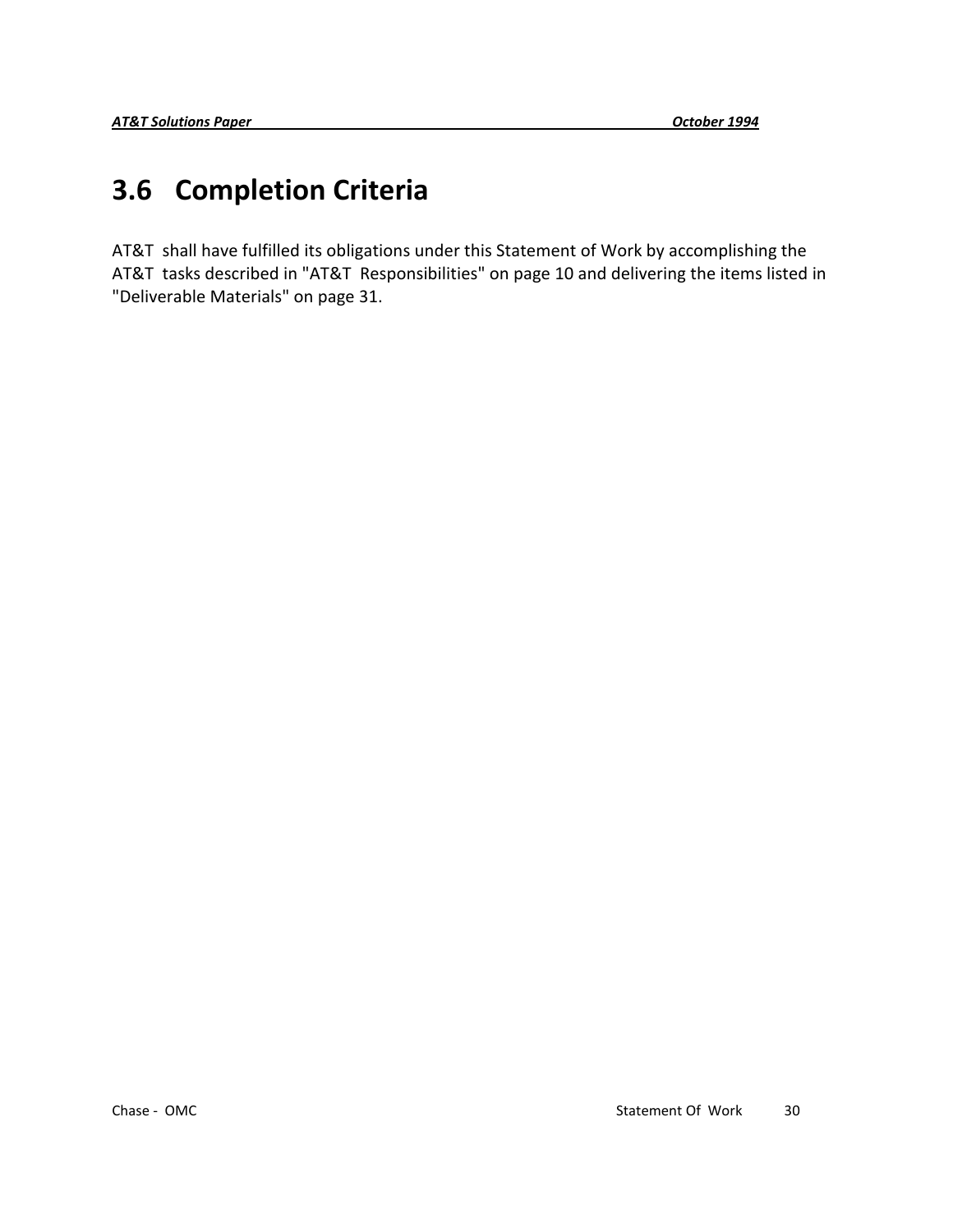## 3.6 Completion Criteria

AT&T shall have fulfilled its obligations under this Statement of Work by accomplishing the AT&T tasks described in "AT&T Responsibilities" on page 10 and delivering the items listed in "Deliverable Materials" on page 31.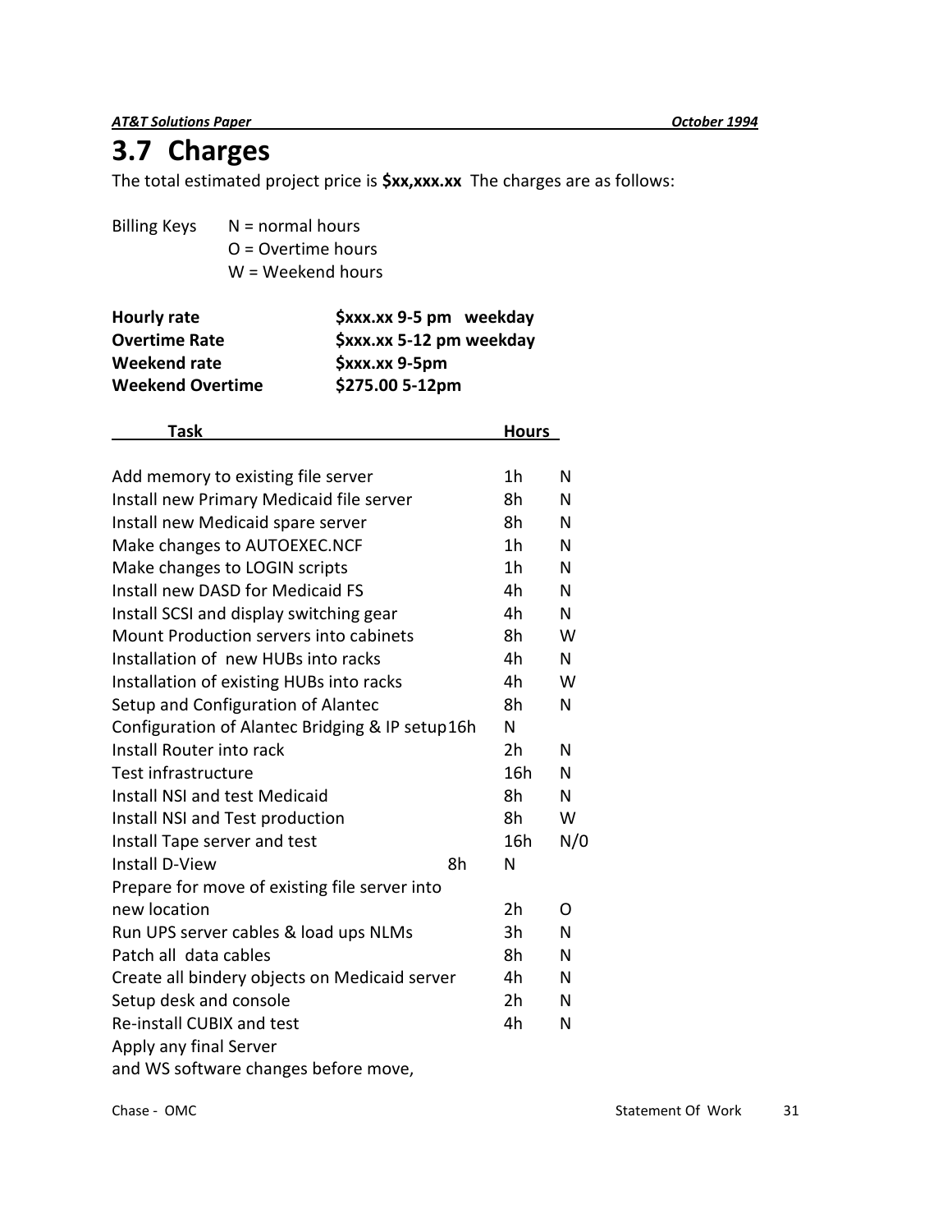## 3.7 Charges

The total estimated project price is **$xx,xxx.xx** The charges are as follows:

Billing Keys
- N = normal hours
- O = Overtime hours
- W = Weekend hours

| | |
|---|---|
| **Hourly rate** | **$xxx.xx 9-5 pm weekday** |
| **Overtime Rate** | **$xxx.xx 5-12 pm weekday** |
| **Weekend rate** | **$xxx.xx 9-5pm** |
| **Weekend Overtime** | **$275.00 5-12pm** |

| **Task** | **Hours** | |
|---|---|---|
| Add memory to existing file server | 1h | N |
| Install new Primary Medicaid file server | 8h | N |
| Install new Medicaid spare server | 8h | N |
| Make changes to AUTOEXEC.NCF | 1h | N |
| Make changes to LOGIN scripts | 1h | N |
| Install new DASD for Medicaid FS | 4h | N |
| Install SCSI and display switching gear | 4h | N |
| Mount Production servers into cabinets | 8h | W |
| Installation of new HUBs into racks | 4h | N |
| Installation of existing HUBs into racks | 4h | W |
| Setup and Configuration of Alantec | 8h | N |
| Configuration of Alantec Bridging & IP setup | 16h | N |
| Install Router into rack | 2h | N |
| Test infrastructure | 16h | N |
| Install NSI and test Medicaid | 8h | N |
| Install NSI and Test production | 8h | W |
| Install Tape server and test | 16h | N/0 |
| Install D-View | 8h | N |
| Prepare for move of existing file server into new location | 2h | O |
| Run UPS server cables & load ups NLMs | 3h | N |
| Patch all data cables | 8h | N |
| Create all bindery objects on Medicaid server | 4h | N |
| Setup desk and console | 2h | N |
| Re-install CUBIX and test | 4h | N |
| Apply any final Server and WS software changes before move, | | |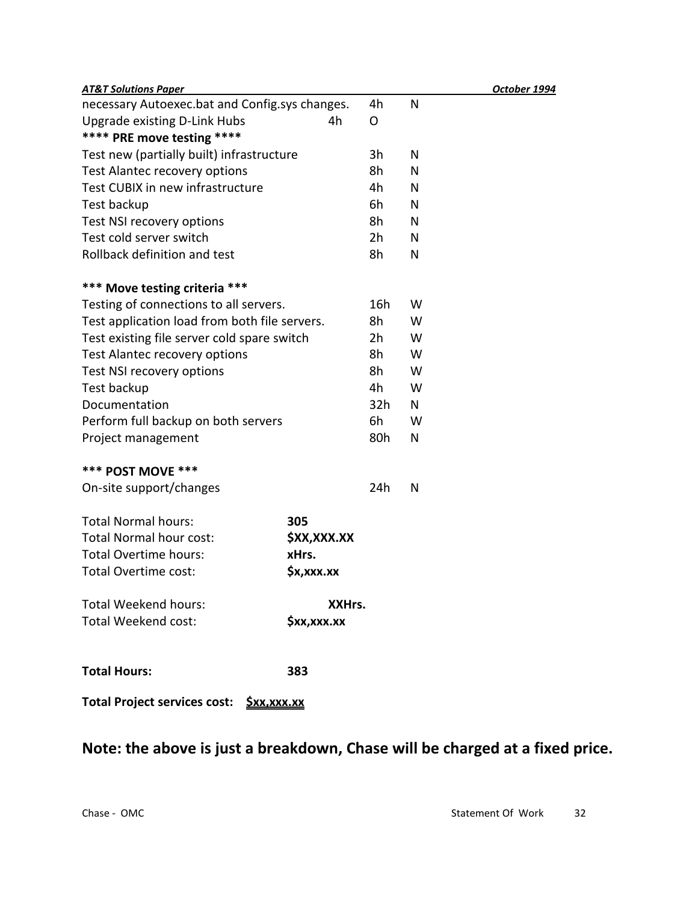| | | |
|---|---|---|
| necessary Autoexec.bat and Config.sys changes. | 4h | N |
| Upgrade existing D-Link Hubs 4h | O | |
| **\*\*\*\* PRE move testing \*\*\*\*** | | |
| Test new (partially built) infrastructure | 3h | N |
| Test Alantec recovery options | 8h | N |
| Test CUBIX in new infrastructure | 4h | N |
| Test backup | 6h | N |
| Test NSI recovery options | 8h | N |
| Test cold server switch | 2h | N |
| Rollback definition and test | 8h | N |
| | | |
| **\*\*\* Move testing criteria \*\*\*** | | |
| Testing of connections to all servers. | 16h | W |
| Test application load from both file servers. | 8h | W |
| Test existing file server cold spare switch | 2h | W |
| Test Alantec recovery options | 8h | W |
| Test NSI recovery options | 8h | W |
| Test backup | 4h | W |
| Documentation | 32h | N |
| Perform full backup on both servers | 6h | W |
| Project management | 80h | N |
| | | |
| **\*\*\* POST MOVE \*\*\*** | | |
| On-site support/changes | 24h | N |

| | |
|---|---|
| Total Normal hours: | **305** |
| Total Normal hour cost: | **$XX,XXX.XX** |
| Total Overtime hours: | **xHrs.** |
| Total Overtime cost: | **$x,xxx.xx** |
| | |
| Total Weekend hours: | **XXHrs.** |
| Total Weekend cost: | **$xx,xxx.xx** |

**Total Hours:** **383**

**Total Project services cost:** **<u>$xx,xxx.xx</u>**

## Note: the above is just a breakdown, Chase will be charged at a fixed price.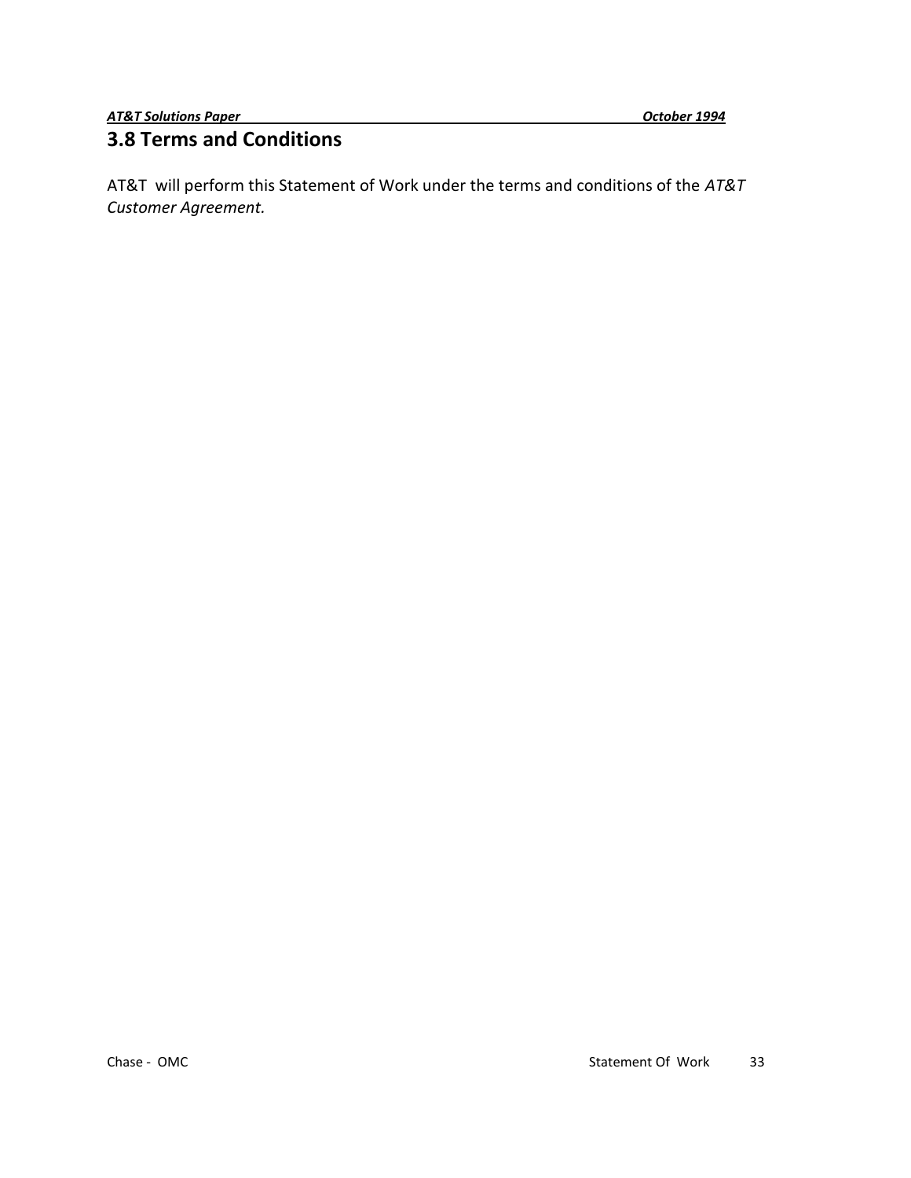## 3.8 Terms and Conditions

AT&T will perform this Statement of Work under the terms and conditions of the *AT&T Customer Agreement.*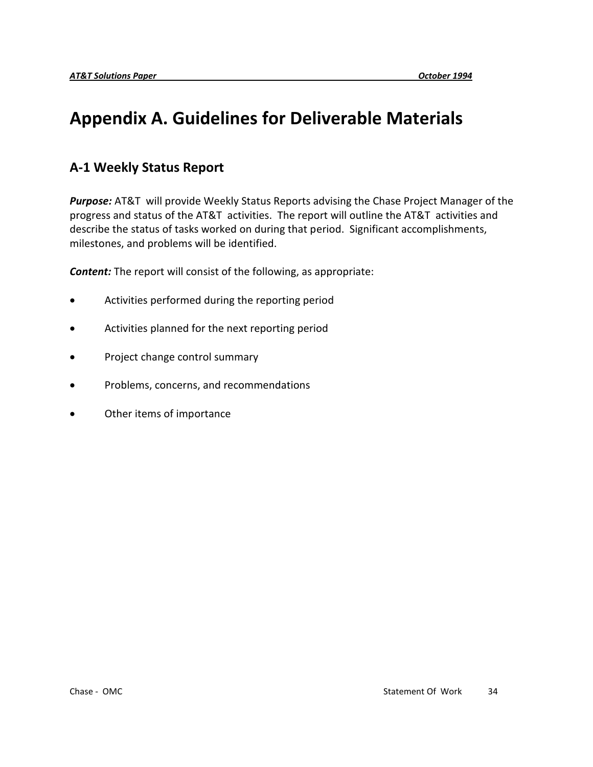# Appendix A. Guidelines for Deliverable Materials

## A-1 Weekly Status Report

***Purpose:*** AT&T will provide Weekly Status Reports advising the Chase Project Manager of the progress and status of the AT&T activities. The report will outline the AT&T activities and describe the status of tasks worked on during that period. Significant accomplishments, milestones, and problems will be identified.

***Content:*** The report will consist of the following, as appropriate:

- Activities performed during the reporting period
- Activities planned for the next reporting period
- Project change control summary
- Problems, concerns, and recommendations
- Other items of importance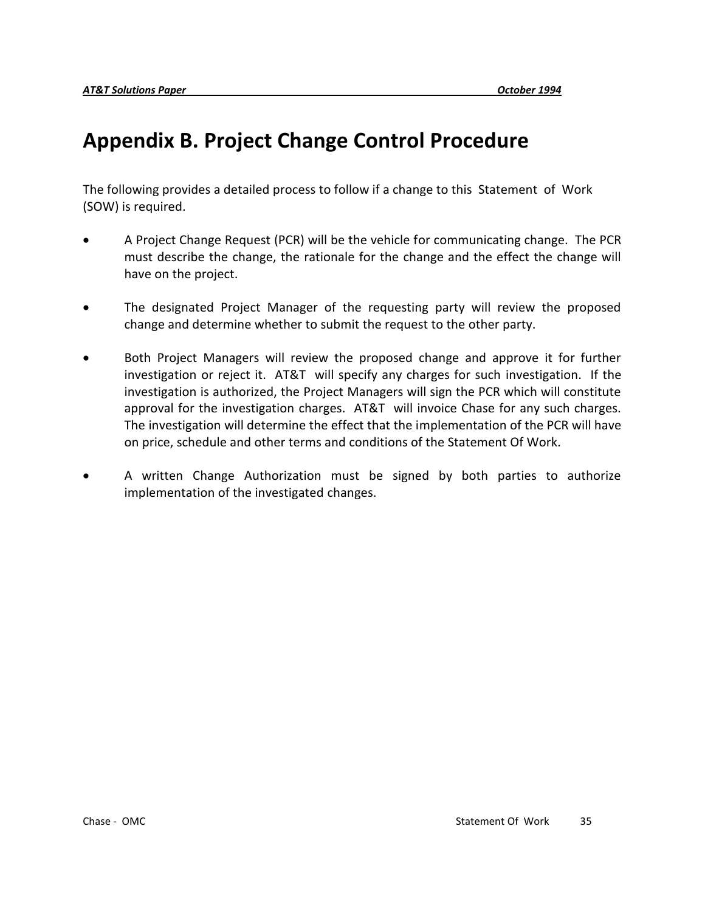# Appendix B. Project Change Control Procedure

The following provides a detailed process to follow if a change to this Statement of Work (SOW) is required.

- A Project Change Request (PCR) will be the vehicle for communicating change. The PCR must describe the change, the rationale for the change and the effect the change will have on the project.

- The designated Project Manager of the requesting party will review the proposed change and determine whether to submit the request to the other party.

- Both Project Managers will review the proposed change and approve it for further investigation or reject it. AT&T will specify any charges for such investigation. If the investigation is authorized, the Project Managers will sign the PCR which will constitute approval for the investigation charges. AT&T will invoice Chase for any such charges. The investigation will determine the effect that the implementation of the PCR will have on price, schedule and other terms and conditions of the Statement Of Work.

- A written Change Authorization must be signed by both parties to authorize implementation of the investigated changes.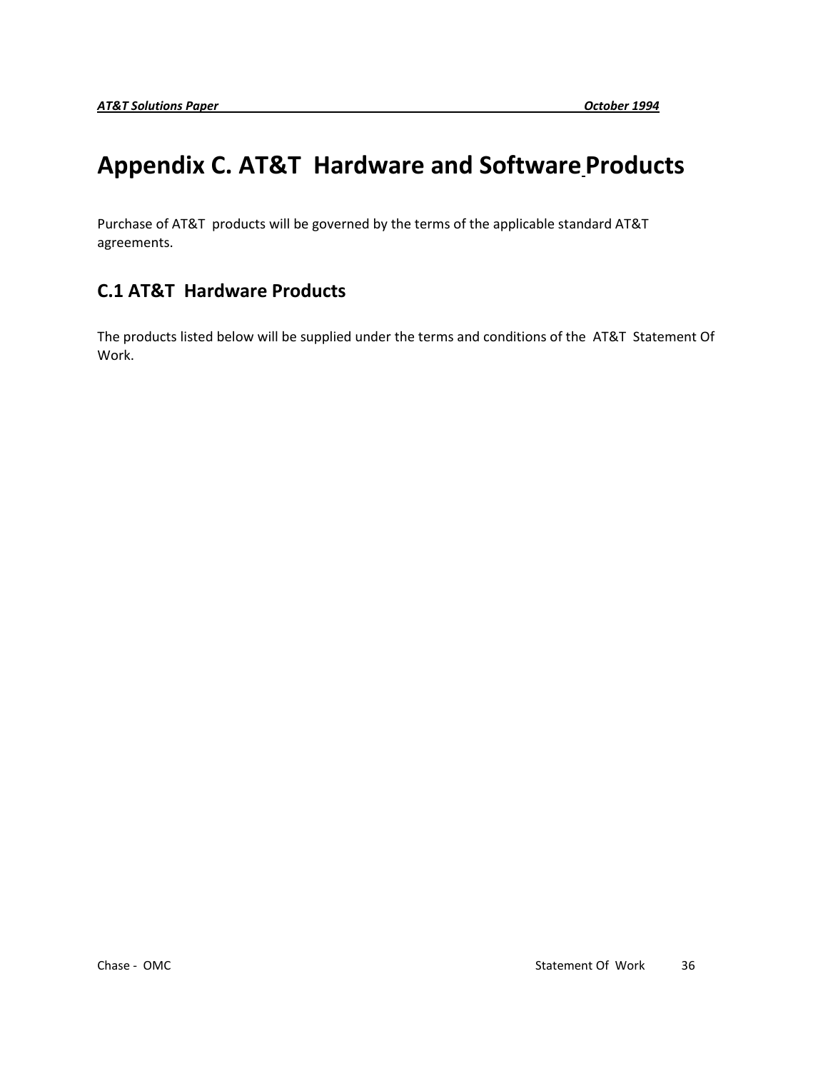# Appendix C. AT&T Hardware and Software Products

Purchase of AT&T products will be governed by the terms of the applicable standard AT&T agreements.

## C.1 AT&T Hardware Products

The products listed below will be supplied under the terms and conditions of the AT&T Statement Of Work.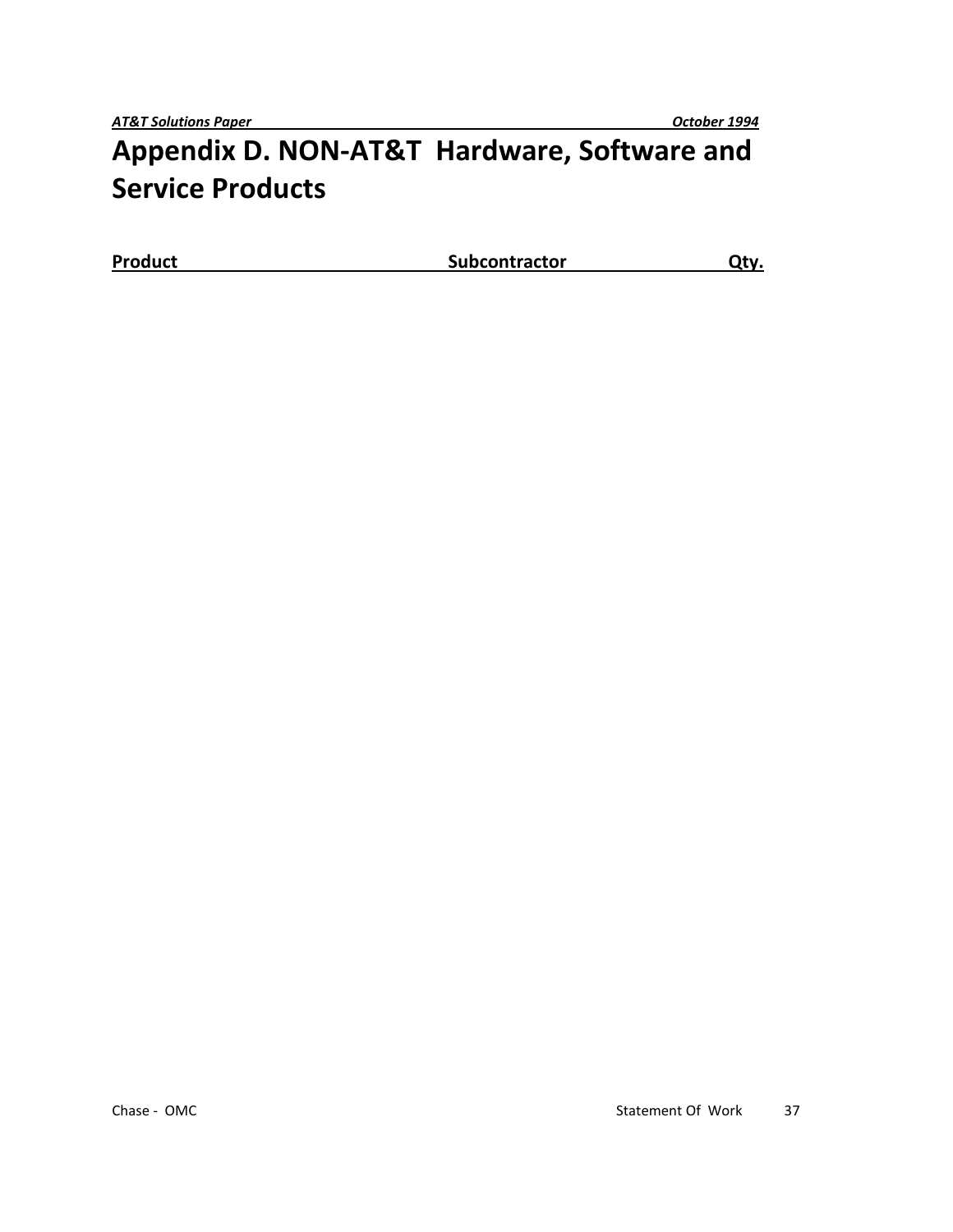# Appendix D. NON-AT&T Hardware, Software and Service Products

| Product | Subcontractor | Qty. |
|---|---|---|